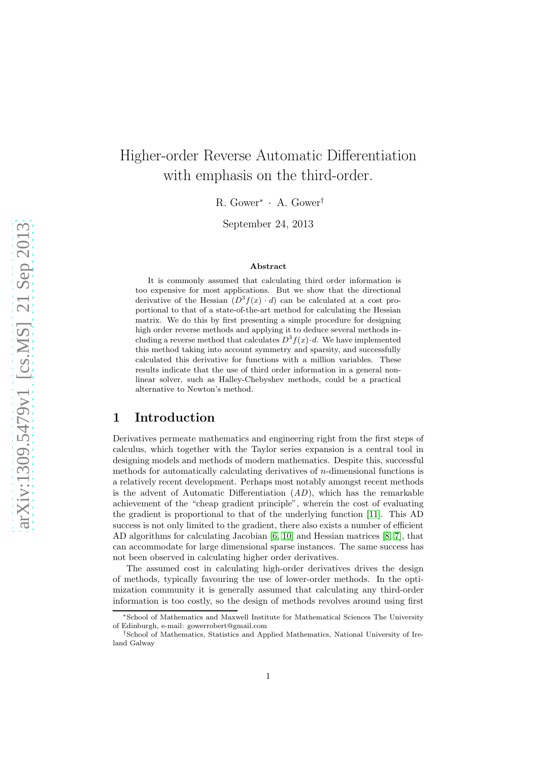# Higher-order Reverse Automatic Differentiation with emphasis on the third-order.

R. Gower* · A. Gower†

September 24, 2013

### Abstract

It is commonly assumed that calculating third order information is too expensive for most applications. But we show that the directional derivative of the Hessian ($D^3 f(x) \cdot d$) can be calculated at a cost proportional to that of a state-of-the-art method for calculating the Hessian matrix. We do this by first presenting a simple procedure for designing high order reverse methods and applying it to deduce several methods including a reverse method that calculates $D^3 f(x) \cdot d$. We have implemented this method taking into account symmetry and sparsity, and successfully calculated this derivative for functions with a million variables. These results indicate that the use of third order information in a general nonlinear solver, such as Halley-Chebyshev methods, could be a practical alternative to Newton's method.

## 1 Introduction

Derivatives permeate mathematics and engineering right from the first steps of calculus, which together with the Taylor series expansion is a central tool in designing models and methods of modern mathematics. Despite this, successful methods for automatically calculating derivatives of $n$-dimensional functions is a relatively recent development. Perhaps most notably amongst recent methods is the advent of Automatic Differentiation ($AD$), which has the remarkable achievement of the "cheap gradient principle", wherein the cost of evaluating the gradient is proportional to that of the underlying function [11]. This AD success is not only limited to the gradient, there also exists a number of efficient AD algorithms for calculating Jacobian [6, 10] and Hessian matrices [8, 7], that can accommodate for large dimensional sparse instances. The same success has not been observed in calculating higher order derivatives.

The assumed cost in calculating high-order derivatives drives the design of methods, typically favouring the use of lower-order methods. In the optimization community it is generally assumed that calculating any third-order information is too costly, so the design of methods revolves around using first

*School of Mathematics and Maxwell Institute for Mathematical Sciences The University of Edinburgh, e-mail: gowerrobert@gmail.com

†School of Mathematics, Statistics and Applied Mathematics, National University of Ireland Galway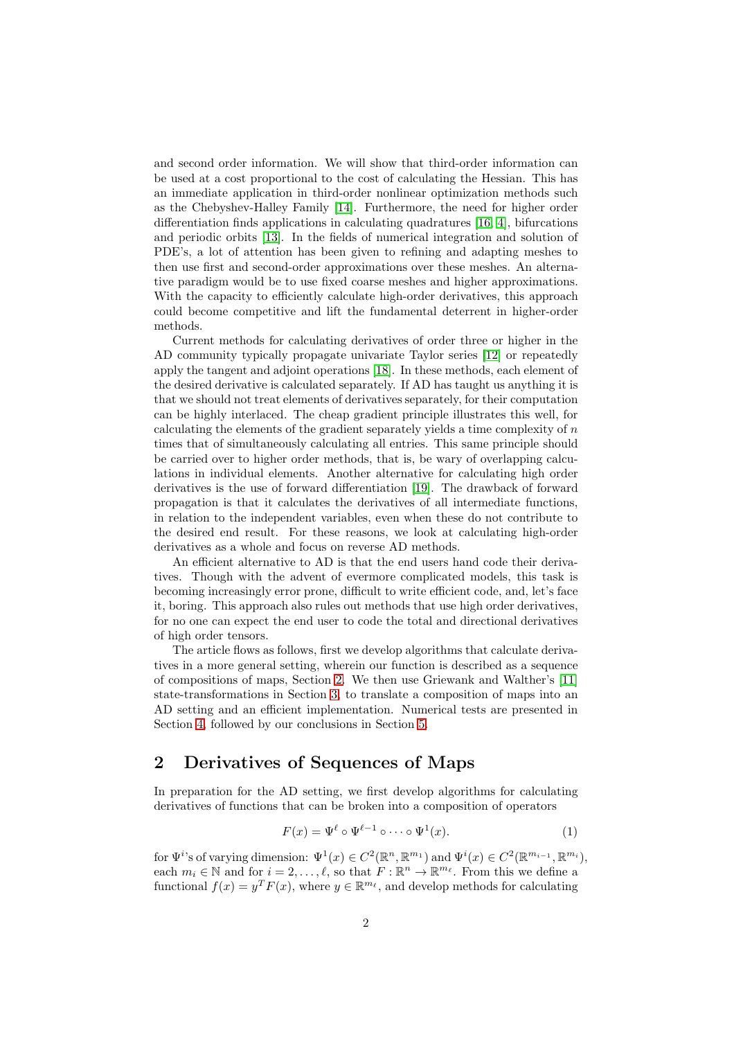and second order information. We will show that third-order information can be used at a cost proportional to the cost of calculating the Hessian. This has an immediate application in third-order nonlinear optimization methods such as the Chebyshev-Halley Family [14]. Furthermore, the need for higher order differentiation finds applications in calculating quadratures [16, 4], bifurcations and periodic orbits [13]. In the fields of numerical integration and solution of PDE's, a lot of attention has been given to refining and adapting meshes to then use first and second-order approximations over these meshes. An alternative paradigm would be to use fixed coarse meshes and higher approximations. With the capacity to efficiently calculate high-order derivatives, this approach could become competitive and lift the fundamental deterrent in higher-order methods.

Current methods for calculating derivatives of order three or higher in the AD community typically propagate univariate Taylor series [12] or repeatedly apply the tangent and adjoint operations [18]. In these methods, each element of the desired derivative is calculated separately. If AD has taught us anything it is that we should not treat elements of derivatives separately, for their computation can be highly interlaced. The cheap gradient principle illustrates this well, for calculating the elements of the gradient separately yields a time complexity of $n$ times that of simultaneously calculating all entries. This same principle should be carried over to higher order methods, that is, be wary of overlapping calculations in individual elements. Another alternative for calculating high order derivatives is the use of forward differentiation [19]. The drawback of forward propagation is that it calculates the derivatives of all intermediate functions, in relation to the independent variables, even when these do not contribute to the desired end result. For these reasons, we look at calculating high-order derivatives as a whole and focus on reverse AD methods.

An efficient alternative to AD is that the end users hand code their derivatives. Though with the advent of evermore complicated models, this task is becoming increasingly error prone, difficult to write efficient code, and, let's face it, boring. This approach also rules out methods that use high order derivatives, for no one can expect the end user to code the total and directional derivatives of high order tensors.

The article flows as follows, first we develop algorithms that calculate derivatives in a more general setting, wherein our function is described as a sequence of compositions of maps, Section 2. We then use Griewank and Walther's [11] state-transformations in Section 3, to translate a composition of maps into an AD setting and an efficient implementation. Numerical tests are presented in Section 4, followed by our conclusions in Section 5.

## 2 Derivatives of Sequences of Maps

In preparation for the AD setting, we first develop algorithms for calculating derivatives of functions that can be broken into a composition of operators

$$F(x) = \Psi^{\ell} \circ \Psi^{\ell-1} \circ \cdots \circ \Psi^{1}(x). \tag{1}$$

for $\Psi^i$'s of varying dimension: $\Psi^1(x) \in C^2(\mathbb{R}^n, \mathbb{R}^{m_1})$ and $\Psi^i(x) \in C^2(\mathbb{R}^{m_{i-1}}, \mathbb{R}^{m_i})$, each $m_i \in \mathbb{N}$ and for $i = 2, \ldots, \ell$, so that $F : \mathbb{R}^n \to \mathbb{R}^{m_\ell}$. From this we define a functional $f(x) = y^T F(x)$, where $y \in \mathbb{R}^{m_\ell}$, and develop methods for calculating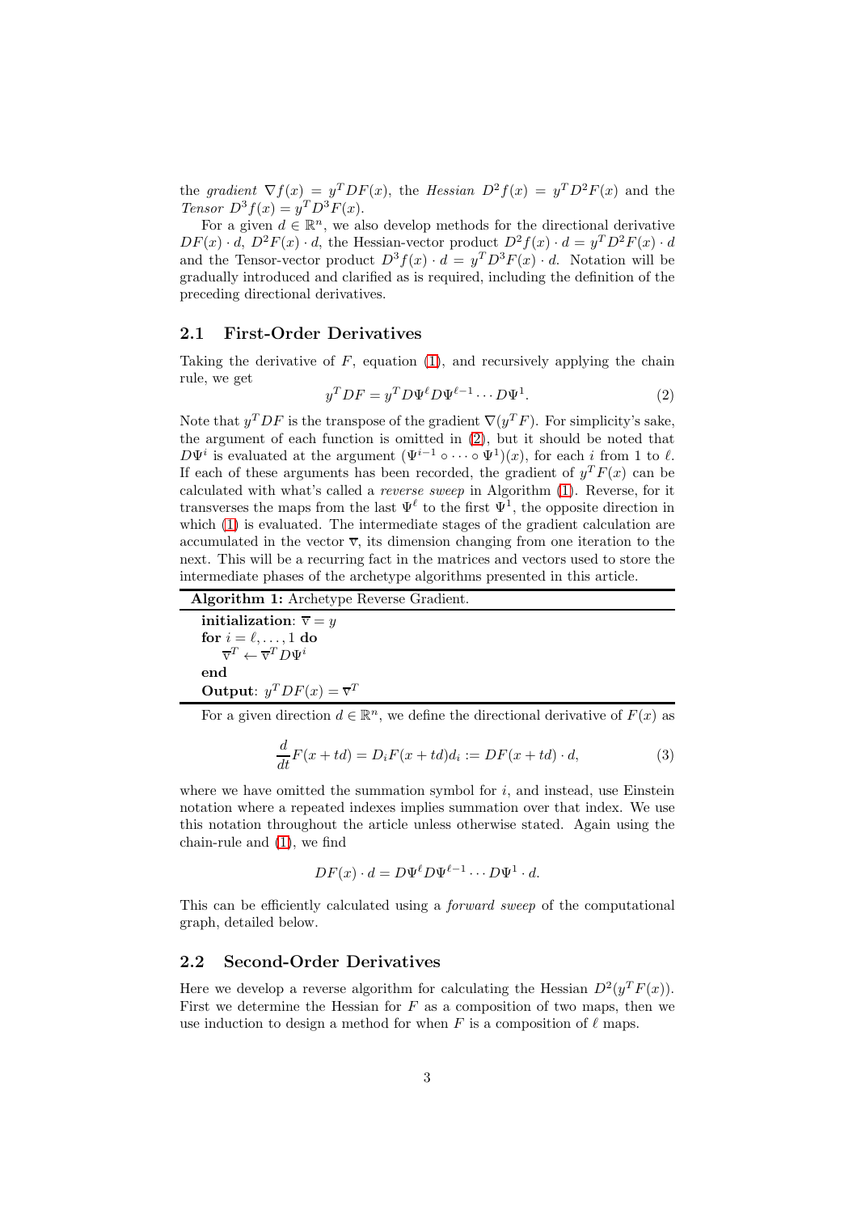the *gradient* $\nabla f(x) = y^T DF(x)$, the *Hessian* $D^2 f(x) = y^T D^2 F(x)$ and the *Tensor* $D^3 f(x) = y^T D^3 F(x)$.

For a given $d \in \mathbb{R}^n$, we also develop methods for the directional derivative $DF(x) \cdot d$, $D^2 F(x) \cdot d$, the Hessian-vector product $D^2 f(x) \cdot d = y^T D^2 F(x) \cdot d$ and the Tensor-vector product $D^3 f(x) \cdot d = y^T D^3 F(x) \cdot d$. Notation will be gradually introduced and clarified as is required, including the definition of the preceding directional derivatives.

## 2.1 First-Order Derivatives

Taking the derivative of $F$, equation (1), and recursively applying the chain rule, we get

$$y^T DF = y^T D\Psi^{\ell} D\Psi^{\ell-1} \cdots D\Psi^1. \tag{2}$$

Note that $y^T DF$ is the transpose of the gradient $\nabla(y^T F)$. For simplicity's sake, the argument of each function is omitted in (2), but it should be noted that $D\Psi^i$ is evaluated at the argument $(\Psi^{i-1} \circ \cdots \circ \Psi^1)(x)$, for each $i$ from 1 to $\ell$. If each of these arguments has been recorded, the gradient of $y^T F(x)$ can be calculated with what's called a *reverse sweep* in Algorithm (1). Reverse, for it transverses the maps from the last $\Psi^{\ell}$ to the first $\Psi^1$, the opposite direction in which (1) is evaluated. The intermediate stages of the gradient calculation are accumulated in the vector $\overline{\mathrm{v}}$, its dimension changing from one iteration to the next. This will be a recurring fact in the matrices and vectors used to store the intermediate phases of the archetype algorithms presented in this article.

**Algorithm 1:** Archetype Reverse Gradient.

**initialization**: $\overline{\mathrm{v}} = y$
**for** $i = \ell, \ldots, 1$ **do**
  $\overline{\mathrm{v}}^T \leftarrow \overline{\mathrm{v}}^T D\Psi^i$
**end**
**Output**: $y^T DF(x) = \overline{\mathrm{v}}^T$

For a given direction $d \in \mathbb{R}^n$, we define the directional derivative of $F(x)$ as

$$\frac{d}{dt} F(x + td) = D_i F(x + td) d_i := DF(x + td) \cdot d, \tag{3}$$

where we have omitted the summation symbol for $i$, and instead, use Einstein notation where a repeated indexes implies summation over that index. We use this notation throughout the article unless otherwise stated. Again using the chain-rule and (1), we find

$$DF(x) \cdot d = D\Psi^{\ell} D\Psi^{\ell-1} \cdots D\Psi^1 \cdot d.$$

This can be efficiently calculated using a *forward sweep* of the computational graph, detailed below.

## 2.2 Second-Order Derivatives

Here we develop a reverse algorithm for calculating the Hessian $D^2(y^T F(x))$. First we determine the Hessian for $F$ as a composition of two maps, then we use induction to design a method for when $F$ is a composition of $\ell$ maps.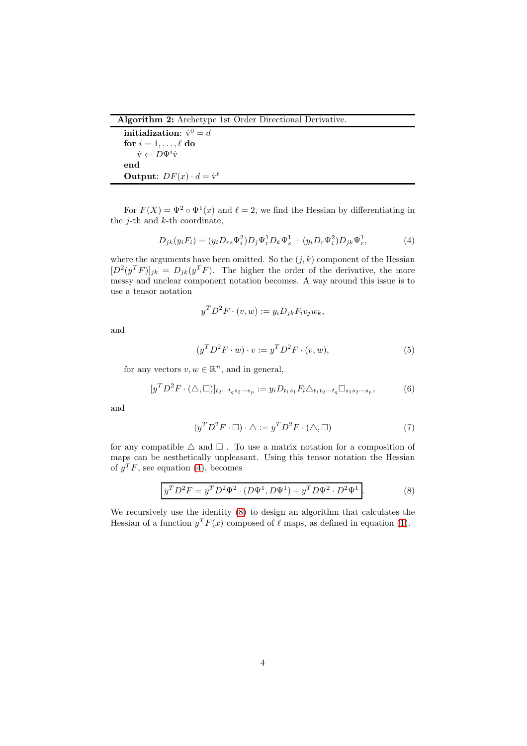**Algorithm 2:** Archetype 1st Order Directional Derivative.

**initialization**: $\dot{\text{v}}^0 = d$
**for** $i = 1, \ldots, \ell$ **do**
  $\dot{\text{v}} \leftarrow D\Psi^i \dot{\text{v}}$
**end**
**Output**: $DF(x) \cdot d = \dot{\text{v}}^\ell$

For $F(X) = \Psi^2 \circ \Psi^1(x)$ and $\ell = 2$, we find the Hessian by differentiating in the $j$-th and $k$-th coordinate,

$$D_{jk}(y_i F_i) = (y_i D_{rs} \Psi_i^2) D_j \Psi_r^1 D_k \Psi_s^1 + (y_i D_r \Psi_i^2) D_{jk} \Psi_r^1, \tag{4}$$

where the arguments have been omitted. So the $(j, k)$ component of the Hessian $[D^2(y^T F)]_{jk} = D_{jk}(y^T F)$. The higher the order of the derivative, the more messy and unclear component notation becomes. A way around this issue is to use a tensor notation

$$y^T D^2 F \cdot (v, w) := y_i D_{jk} F_i v_j w_k,$$

and

$$(y^T D^2 F \cdot w) \cdot v := y^T D^2 F \cdot (v, w), \tag{5}$$

for any vectors $v, w \in \mathbb{R}^n$, and in general,

$$[y^T D^2 F \cdot (\triangle, \square)]_{t_2 \cdots t_q s_2 \cdots s_p} := y_i D_{t_1 s_1} F_i \triangle_{t_1 t_2 \cdots t_q} \square_{s_1 s_2 \cdots s_p}, \tag{6}$$

and

$$(y^T D^2 F \cdot \square) \cdot \triangle := y^T D^2 F \cdot (\triangle, \square) \tag{7}$$

for any compatible $\triangle$ and $\square$ . To use a matrix notation for a composition of maps can be aesthetically unpleasant. Using this tensor notation the Hessian of $y^T F$, see equation (4), becomes

$$\boxed{y^T D^2 F = y^T D^2 \Psi^2 \cdot (D\Psi^1, D\Psi^1) + y^T D\Psi^2 \cdot D^2 \Psi^1}. \tag{8}$$

We recursively use the identity (8) to design an algorithm that calculates the Hessian of a function $y^T F(x)$ composed of $\ell$ maps, as defined in equation (1).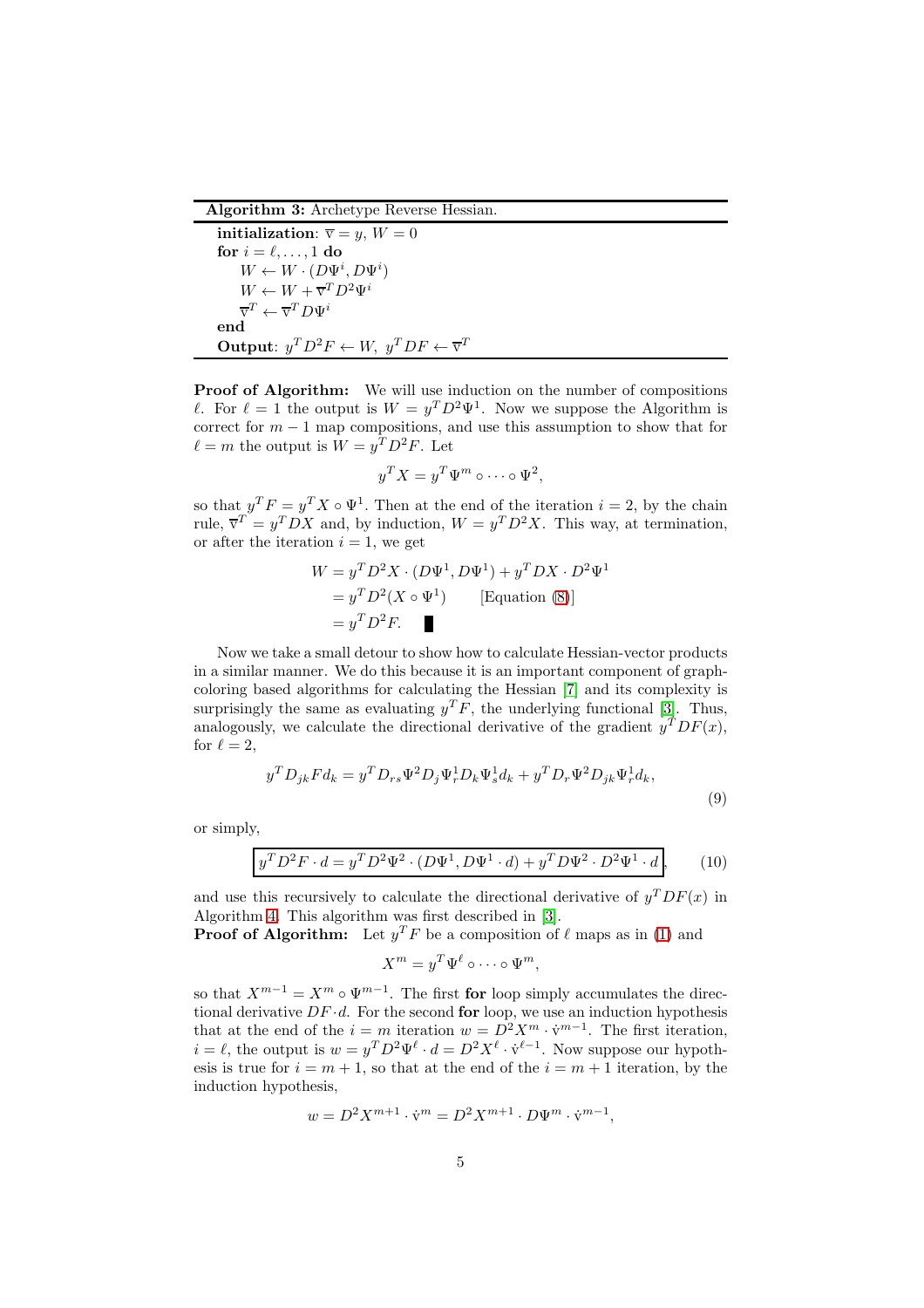**Algorithm 3:** Archetype Reverse Hessian.

---

**initialization**: $\overline{\mathrm{v}} = y$, $W = 0$
**for** $i = \ell, \dots, 1$ **do**
  $W \leftarrow W \cdot (D\Psi^i, D\Psi^i)$
  $W \leftarrow W + \overline{\mathrm{v}}^T D^2\Psi^i$
  $\overline{\mathrm{v}}^T \leftarrow \overline{\mathrm{v}}^T D\Psi^i$
**end**
**Output**: $y^T D^2 F \leftarrow W$, $y^T DF \leftarrow \overline{\mathrm{v}}^T$

---

**Proof of Algorithm:** We will use induction on the number of compositions $\ell$. For $\ell = 1$ the output is $W = y^T D^2 \Psi^1$. Now we suppose the Algorithm is correct for $m - 1$ map compositions, and use this assumption to show that for $\ell = m$ the output is $W = y^T D^2 F$. Let

$$y^T X = y^T \Psi^m \circ \cdots \circ \Psi^2,$$

so that $y^T F = y^T X \circ \Psi^1$. Then at the end of the iteration $i = 2$, by the chain rule, $\overline{\mathrm{v}}^T = y^T DX$ and, by induction, $W = y^T D^2 X$. This way, at termination, or after the iteration $i = 1$, we get

$$\begin{aligned}
W &= y^T D^2 X \cdot (D\Psi^1, D\Psi^1) + y^T DX \cdot D^2\Psi^1 \\
&= y^T D^2(X \circ \Psi^1) \qquad \text{[Equation (8)]} \\
&= y^T D^2 F. \quad \blacksquare
\end{aligned}$$

Now we take a small detour to show how to calculate Hessian-vector products in a similar manner. We do this because it is an important component of graph-coloring based algorithms for calculating the Hessian [7] and its complexity is surprisingly the same as evaluating $y^T F$, the underlying functional [3]. Thus, analogously, we calculate the directional derivative of the gradient $y^T DF(x)$, for $\ell = 2$,

$$y^T D_{jk} F d_k = y^T D_{rs} \Psi^2 D_j \Psi^1_r D_k \Psi^1_s d_k + y^T D_r \Psi^2 D_{jk} \Psi^1_r d_k, \tag{9}$$

or simply,

$$\boxed{y^T D^2 F \cdot d = y^T D^2 \Psi^2 \cdot (D\Psi^1, D\Psi^1 \cdot d) + y^T D\Psi^2 \cdot D^2 \Psi^1 \cdot d}, \tag{10}$$

and use this recursively to calculate the directional derivative of $y^T DF(x)$ in Algorithm 4. This algorithm was first described in [3].

**Proof of Algorithm:** Let $y^T F$ be a composition of $\ell$ maps as in (1) and

$$X^m = y^T \Psi^\ell \circ \cdots \circ \Psi^m,$$

so that $X^{m-1} = X^m \circ \Psi^{m-1}$. The first **for** loop simply accumulates the directional derivative $DF \cdot d$. For the second **for** loop, we use an induction hypothesis that at the end of the $i = m$ iteration $w = D^2 X^m \cdot \dot{\mathrm{v}}^{m-1}$. The first iteration, $i = \ell$, the output is $w = y^T D^2 \Psi^\ell \cdot d = D^2 X^\ell \cdot \dot{\mathrm{v}}^{\ell-1}$. Now suppose our hypothesis is true for $i = m + 1$, so that at the end of the $i = m + 1$ iteration, by the induction hypothesis,

$$w = D^2 X^{m+1} \cdot \dot{\mathrm{v}}^m = D^2 X^{m+1} \cdot D\Psi^m \cdot \dot{\mathrm{v}}^{m-1},$$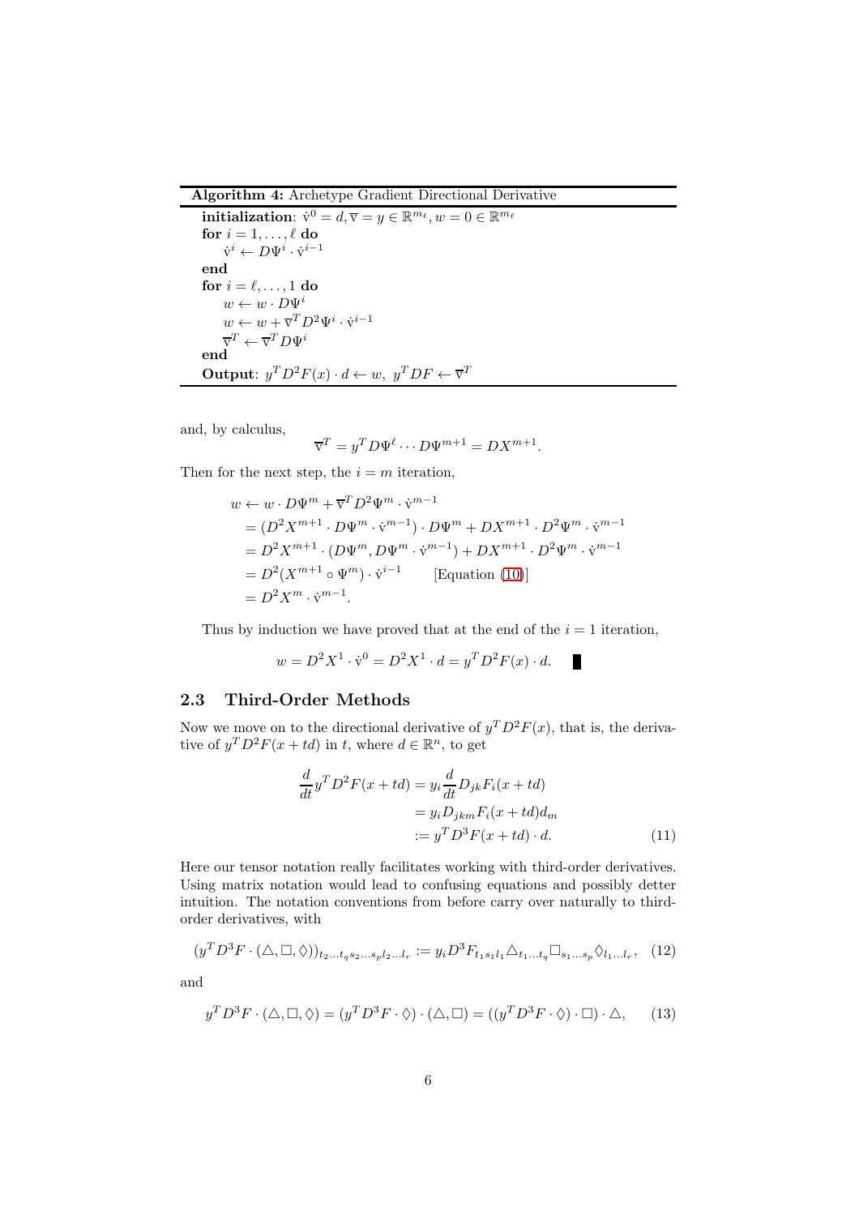**Algorithm 4:** Archetype Gradient Directional Derivative

**initialization**: $\dot{\mathrm{v}}^0 = d, \overline{\mathrm{v}} = y \in \mathbb{R}^{m_\ell}, w = 0 \in \mathbb{R}^{m_\ell}$
**for** $i = 1, \ldots, \ell$ **do**
    $\dot{\mathrm{v}}^i \leftarrow D\Psi^i \cdot \dot{\mathrm{v}}^{i-1}$
**end**
**for** $i = \ell, \ldots, 1$ **do**
    $w \leftarrow w \cdot D\Psi^i$
    $w \leftarrow w + \overline{\mathrm{v}}^T D^2\Psi^i \cdot \dot{\mathrm{v}}^{i-1}$
    $\overline{\mathrm{v}}^T \leftarrow \overline{\mathrm{v}}^T D\Psi^i$
**end**
**Output**: $y^T D^2 F(x) \cdot d \leftarrow w,\ y^T DF \leftarrow \overline{\mathrm{v}}^T$

and, by calculus,

$$\overline{\mathrm{v}}^T = y^T D\Psi^\ell \cdots D\Psi^{m+1} = DX^{m+1}.$$

Then for the next step, the $i = m$ iteration,

$$\begin{aligned}
w &\leftarrow w \cdot D\Psi^m + \overline{\mathrm{v}}^T D^2\Psi^m \cdot \dot{\mathrm{v}}^{m-1} \\
&= (D^2 X^{m+1} \cdot D\Psi^m \cdot \dot{\mathrm{v}}^{m-1}) \cdot D\Psi^m + DX^{m+1} \cdot D^2\Psi^m \cdot \dot{\mathrm{v}}^{m-1} \\
&= D^2 X^{m+1} \cdot (D\Psi^m, D\Psi^m \cdot \dot{\mathrm{v}}^{m-1}) + DX^{m+1} \cdot D^2\Psi^m \cdot \dot{\mathrm{v}}^{m-1} \\
&= D^2(X^{m+1} \circ \Psi^m) \cdot \dot{\mathrm{v}}^{i-1} \qquad \text{[Equation (10)]} \\
&= D^2 X^m \cdot \dot{\mathrm{v}}^{m-1}.
\end{aligned}$$

Thus by induction we have proved that at the end of the $i = 1$ iteration,

$$w = D^2 X^1 \cdot \dot{\mathrm{v}}^0 = D^2 X^1 \cdot d = y^T D^2 F(x) \cdot d. \quad \blacksquare$$

### 2.3 Third-Order Methods

Now we move on to the directional derivative of $y^T D^2 F(x)$, that is, the derivative of $y^T D^2 F(x + td)$ in $t$, where $d \in \mathbb{R}^n$, to get

$$\begin{aligned}
\frac{d}{dt} y^T D^2 F(x + td) &= y_i \frac{d}{dt} D_{jk} F_i(x + td) \\
&= y_i D_{jkm} F_i(x + td) d_m \\
&:= y^T D^3 F(x + td) \cdot d. 
\end{aligned} \tag{11}$$

Here our tensor notation really facilitates working with third-order derivatives. Using matrix notation would lead to confusing equations and possibly detter intuition. The notation conventions from before carry over naturally to third-order derivatives, with

$$(y^T D^3 F \cdot (\triangle, \square, \lozenge))_{t_2 \ldots t_q s_2 \ldots s_p l_2 \ldots l_r} := y_i D^3 F_{t_1 s_1 l_1} \triangle_{t_1 \ldots t_q} \square_{s_1 \ldots s_p} \lozenge_{l_1 \ldots l_r}, \tag{12}$$

and

$$y^T D^3 F \cdot (\triangle, \square, \lozenge) = (y^T D^3 F \cdot \lozenge) \cdot (\triangle, \square) = ((y^T D^3 F \cdot \lozenge) \cdot \square) \cdot \triangle, \tag{13}$$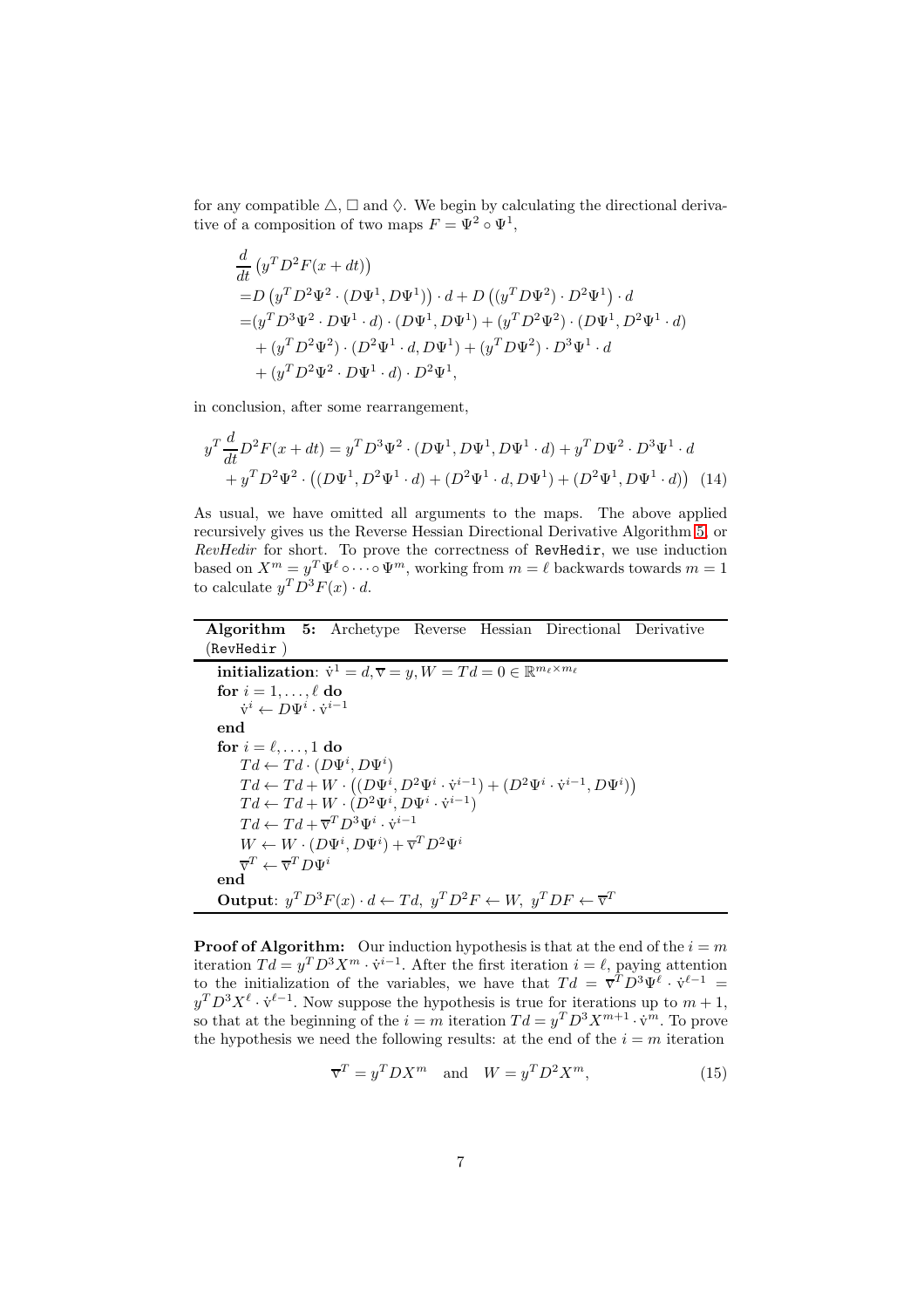for any compatible $\triangle$, $\square$ and $\lozenge$. We begin by calculating the directional derivative of a composition of two maps $F = \Psi^2 \circ \Psi^1$,

$$
\begin{aligned}
&\frac{d}{dt}\left(y^T D^2 F(x+dt)\right) \\
=&D\left(y^T D^2\Psi^2 \cdot (D\Psi^1, D\Psi^1)\right)\cdot d + D\left((y^T D\Psi^2)\cdot D^2\Psi^1\right)\cdot d \\
=&(y^T D^3\Psi^2 \cdot D\Psi^1 \cdot d)\cdot (D\Psi^1, D\Psi^1) + (y^T D^2\Psi^2)\cdot (D\Psi^1, D^2\Psi^1\cdot d) \\
&+ (y^T D^2\Psi^2)\cdot (D^2\Psi^1\cdot d, D\Psi^1) + (y^T D\Psi^2)\cdot D^3\Psi^1\cdot d \\
&+ (y^T D^2\Psi^2 \cdot D\Psi^1 \cdot d)\cdot D^2\Psi^1,
\end{aligned}
$$

in conclusion, after some rearrangement,

$$
\begin{aligned}
y^T \frac{d}{dt} D^2 F(x+dt) = & \; y^T D^3\Psi^2 \cdot (D\Psi^1, D\Psi^1, D\Psi^1\cdot d) + y^T D\Psi^2 \cdot D^3\Psi^1 \cdot d \\
&+ y^T D^2\Psi^2 \cdot \left((D\Psi^1, D^2\Psi^1\cdot d) + (D^2\Psi^1\cdot d, D\Psi^1) + (D^2\Psi^1, D\Psi^1\cdot d)\right) \quad (14)
\end{aligned}
$$

As usual, we have omitted all arguments to the maps. The above applied recursively gives us the Reverse Hessian Directional Derivative Algorithm 5, or *RevHedir* for short. To prove the correctness of RevHedir, we use induction based on $X^m = y^T\Psi^\ell \circ \cdots \circ \Psi^m$, working from $m = \ell$ backwards towards $m = 1$ to calculate $y^T D^3 F(x)\cdot d$.

---

**Algorithm 5:** Archetype Reverse Hessian Directional Derivative (RevHedir)

---

**initialization**: $\dot{\mathrm{v}}^1 = d, \overline{\mathrm{v}} = y, W = Td = 0 \in \mathbb{R}^{m_\ell \times m_\ell}$
**for** $i = 1, \ldots, \ell$ **do**
  $\dot{\mathrm{v}}^i \leftarrow D\Psi^i \cdot \dot{\mathrm{v}}^{i-1}$
**end**
**for** $i = \ell, \ldots, 1$ **do**
  $Td \leftarrow Td \cdot (D\Psi^i, D\Psi^i)$
  $Td \leftarrow Td + W \cdot \left((D\Psi^i, D^2\Psi^i \cdot \dot{\mathrm{v}}^{i-1}) + (D^2\Psi^i \cdot \dot{\mathrm{v}}^{i-1}, D\Psi^i)\right)$
  $Td \leftarrow Td + W \cdot (D^2\Psi^i, D\Psi^i \cdot \dot{\mathrm{v}}^{i-1})$
  $Td \leftarrow Td + \overline{\mathrm{v}}^T D^3\Psi^i \cdot \dot{\mathrm{v}}^{i-1}$
  $W \leftarrow W \cdot (D\Psi^i, D\Psi^i) + \overline{\mathrm{v}}^T D^2\Psi^i$
  $\overline{\mathrm{v}}^T \leftarrow \overline{\mathrm{v}}^T D\Psi^i$
**end**
**Output**: $y^T D^3 F(x)\cdot d \leftarrow Td,\; y^T D^2 F \leftarrow W,\; y^T DF \leftarrow \overline{\mathrm{v}}^T$

---

**Proof of Algorithm:** Our induction hypothesis is that at the end of the $i = m$ iteration $Td = y^T D^3 X^m \cdot \dot{\mathrm{v}}^{i-1}$. After the first iteration $i = \ell$, paying attention to the initialization of the variables, we have that $Td = \overline{\mathrm{v}}^T D^3\Psi^\ell \cdot \dot{\mathrm{v}}^{\ell-1} = y^T D^3 X^\ell \cdot \dot{\mathrm{v}}^{\ell-1}$. Now suppose the hypothesis is true for iterations up to $m+1$, so that at the beginning of the $i = m$ iteration $Td = y^T D^3 X^{m+1} \cdot \dot{\mathrm{v}}^m$. To prove the hypothesis we need the following results: at the end of the $i = m$ iteration

$$
\overline{\mathrm{v}}^T = y^T D X^m \quad \text{and} \quad W = y^T D^2 X^m, \quad (15)
$$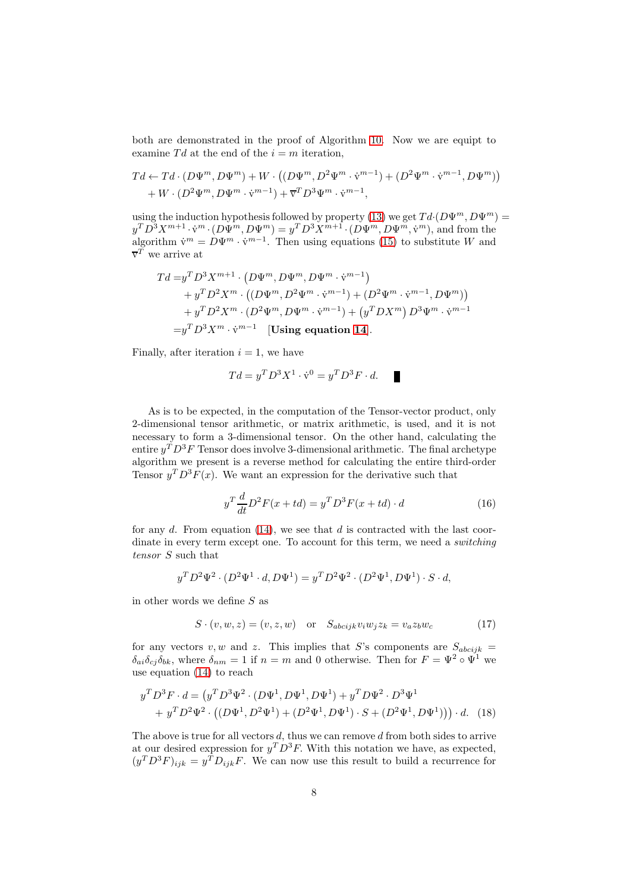both are demonstrated in the proof of Algorithm 10. Now we are equipt to examine $Td$ at the end of the $i = m$ iteration,

$$
\begin{aligned}
Td \leftarrow\ & Td \cdot (D\Psi^m, D\Psi^m) + W \cdot \left( (D\Psi^m, D^2\Psi^m \cdot \dot{\mathrm{v}}^{m-1}) + (D^2\Psi^m \cdot \dot{\mathrm{v}}^{m-1}, D\Psi^m) \right) \\
& + W \cdot (D^2\Psi^m, D\Psi^m \cdot \dot{\mathrm{v}}^{m-1}) + \overline{\mathrm{v}}^T D^3\Psi^m \cdot \dot{\mathrm{v}}^{m-1},
\end{aligned}
$$

using the induction hypothesis followed by property (13) we get $Td \cdot (D\Psi^m, D\Psi^m) = y^T D^3 X^{m+1} \cdot \dot{\mathrm{v}}^m \cdot (D\Psi^m, D\Psi^m) = y^T D^3 X^{m+1} \cdot (D\Psi^m, D\Psi^m, \dot{\mathrm{v}}^m)$, and from the algorithm $\dot{\mathrm{v}}^m = D\Psi^m \cdot \dot{\mathrm{v}}^{m-1}$. Then using equations (15) to substitute $W$ and $\overline{\mathrm{v}}^T$ we arrive at

$$
\begin{aligned}
Td =\ & y^T D^3 X^{m+1} \cdot \left( D\Psi^m, D\Psi^m, D\Psi^m \cdot \dot{\mathrm{v}}^{m-1} \right) \\
& + y^T D^2 X^m \cdot \left( (D\Psi^m, D^2\Psi^m \cdot \dot{\mathrm{v}}^{m-1}) + (D^2\Psi^m \cdot \dot{\mathrm{v}}^{m-1}, D\Psi^m) \right) \\
& + y^T D^2 X^m \cdot (D^2\Psi^m, D\Psi^m \cdot \dot{\mathrm{v}}^{m-1}) + \left( y^T D X^m \right) D^3\Psi^m \cdot \dot{\mathrm{v}}^{m-1} \\
=\ & y^T D^3 X^m \cdot \dot{\mathrm{v}}^{m-1} \quad [\textbf{Using equation 14}].
\end{aligned}
$$

Finally, after iteration $i = 1$, we have

$$
Td = y^T D^3 X^1 \cdot \dot{\mathrm{v}}^0 = y^T D^3 F \cdot d. \qquad \blacksquare
$$

As is to be expected, in the computation of the Tensor-vector product, only 2-dimensional tensor arithmetic, or matrix arithmetic, is used, and it is not necessary to form a 3-dimensional tensor. On the other hand, calculating the entire $y^T D^3 F$ Tensor does involve 3-dimensional arithmetic. The final archetype algorithm we present is a reverse method for calculating the entire third-order Tensor $y^T D^3 F(x)$. We want an expression for the derivative such that

$$
y^T \frac{d}{dt} D^2 F(x + td) = y^T D^3 F(x + td) \cdot d \tag{16}
$$

for any $d$. From equation (14), we see that $d$ is contracted with the last coordinate in every term except one. To account for this term, we need a *switching tensor* $S$ such that

$$
y^T D^2\Psi^2 \cdot (D^2\Psi^1 \cdot d, D\Psi^1) = y^T D^2\Psi^2 \cdot (D^2\Psi^1, D\Psi^1) \cdot S \cdot d,
$$

in other words we define $S$ as

$$
S \cdot (v, w, z) = (v, z, w) \quad \text{or} \quad S_{abcijk} v_i w_j z_k = v_a z_b w_c \tag{17}
$$

for any vectors $v, w$ and $z$. This implies that $S$'s components are $S_{abcijk} = \delta_{ai}\delta_{cj}\delta_{bk}$, where $\delta_{nm} = 1$ if $n = m$ and 0 otherwise. Then for $F = \Psi^2 \circ \Psi^1$ we use equation (14) to reach

$$
\begin{aligned}
y^T D^3 F \cdot d = \ & \big( y^T D^3\Psi^2 \cdot (D\Psi^1, D\Psi^1, D\Psi^1) + y^T D\Psi^2 \cdot D^3\Psi^1 \\
& + y^T D^2\Psi^2 \cdot \left( (D\Psi^1, D^2\Psi^1) + (D^2\Psi^1, D\Psi^1) \cdot S + (D^2\Psi^1, D\Psi^1) \right) \big) \cdot d.
\end{aligned} \tag{18}
$$

The above is true for all vectors $d$, thus we can remove $d$ from both sides to arrive at our desired expression for $y^T D^3 F$. With this notation we have, as expected, $(y^T D^3 F)_{ijk} = y^T D_{ijk} F$. We can now use this result to build a recurrence for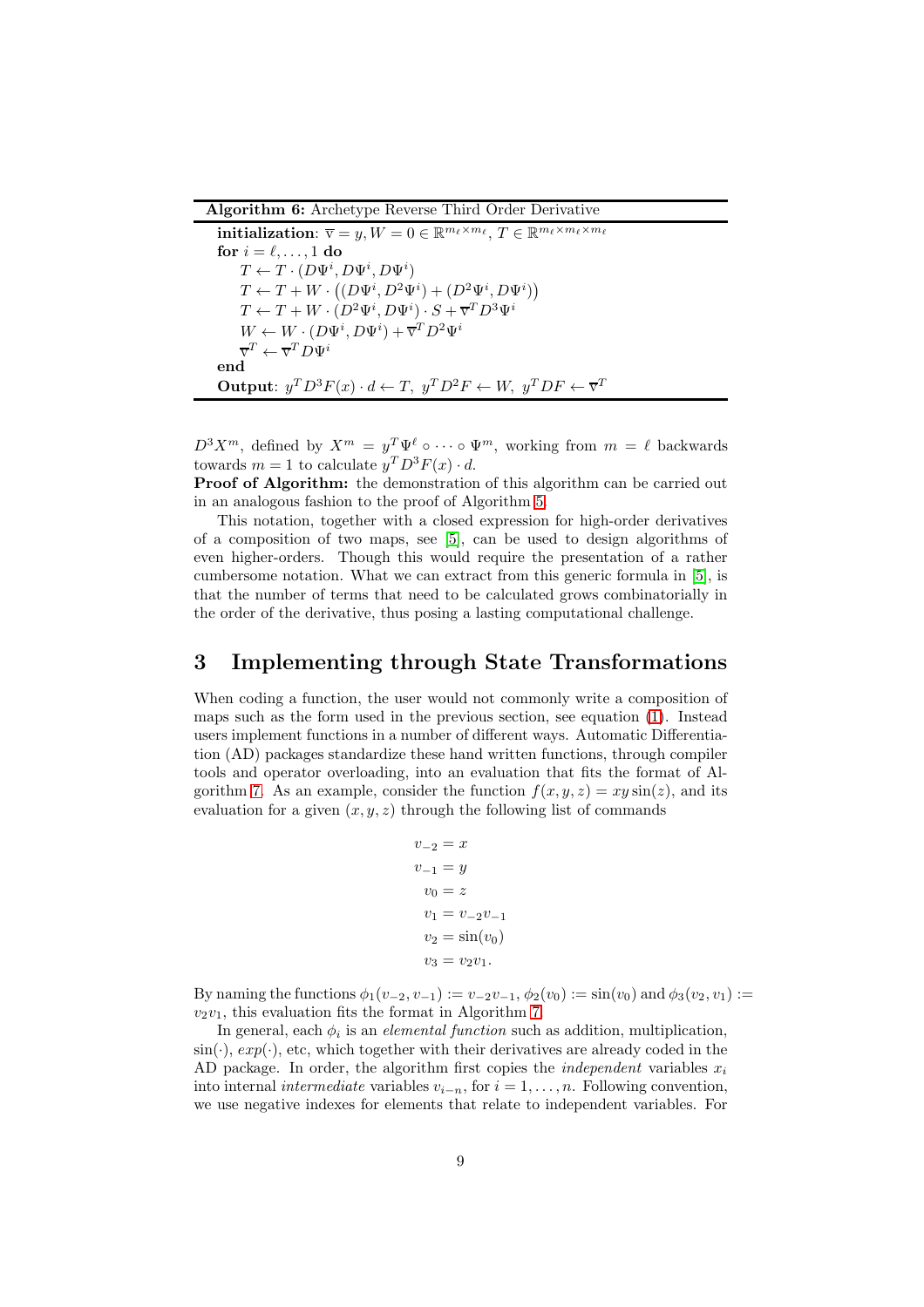**Algorithm 6:** Archetype Reverse Third Order Derivative

**initialization**: $\overline{v} = y, W = 0 \in \mathbb{R}^{m_\ell \times m_\ell}$, $T \in \mathbb{R}^{m_\ell \times m_\ell \times m_\ell}$
**for** $i = \ell, \ldots, 1$ **do**
  $T \leftarrow T \cdot (D\Psi^i, D\Psi^i, D\Psi^i)$
  $T \leftarrow T + W \cdot \left((D\Psi^i, D^2\Psi^i) + (D^2\Psi^i, D\Psi^i)\right)$
  $T \leftarrow T + W \cdot (D^2\Psi^i, D\Psi^i) \cdot S + \overline{v}^T D^3\Psi^i$
  $W \leftarrow W \cdot (D\Psi^i, D\Psi^i) + \overline{v}^T D^2\Psi^i$
  $\overline{v}^T \leftarrow \overline{v}^T D\Psi^i$
**end**
**Output**: $y^T D^3 F(x) \cdot d \leftarrow T,\ y^T D^2 F \leftarrow W,\ y^T DF \leftarrow \overline{v}^T$

$D^3 X^m$, defined by $X^m = y^T \Psi^\ell \circ \cdots \circ \Psi^m$, working from $m = \ell$ backwards towards $m = 1$ to calculate $y^T D^3 F(x) \cdot d$.

**Proof of Algorithm:** the demonstration of this algorithm can be carried out in an analogous fashion to the proof of Algorithm 5.

This notation, together with a closed expression for high-order derivatives of a composition of two maps, see [5], can be used to design algorithms of even higher-orders. Though this would require the presentation of a rather cumbersome notation. What we can extract from this generic formula in [5], is that the number of terms that need to be calculated grows combinatorially in the order of the derivative, thus posing a lasting computational challenge.

## 3 Implementing through State Transformations

When coding a function, the user would not commonly write a composition of maps such as the form used in the previous section, see equation (1). Instead users implement functions in a number of different ways. Automatic Differentiation (AD) packages standardize these hand written functions, through compiler tools and operator overloading, into an evaluation that fits the format of Algorithm 7. As an example, consider the function $f(x, y, z) = xy\sin(z)$, and its evaluation for a given $(x, y, z)$ through the following list of commands

$$
\begin{aligned}
v_{-2} &= x \\
v_{-1} &= y \\
v_0 &= z \\
v_1 &= v_{-2}v_{-1} \\
v_2 &= \sin(v_0) \\
v_3 &= v_2 v_1.
\end{aligned}
$$

By naming the functions $\phi_1(v_{-2}, v_{-1}) := v_{-2}v_{-1}$, $\phi_2(v_0) := \sin(v_0)$ and $\phi_3(v_2, v_1) := v_2 v_1$, this evaluation fits the format in Algorithm 7.

In general, each $\phi_i$ is an *elemental function* such as addition, multiplication, $\sin(\cdot)$, $exp(\cdot)$, etc, which together with their derivatives are already coded in the AD package. In order, the algorithm first copies the *independent* variables $x_i$ into internal *intermediate* variables $v_{i-n}$, for $i = 1, \ldots, n$. Following convention, we use negative indexes for elements that relate to independent variables. For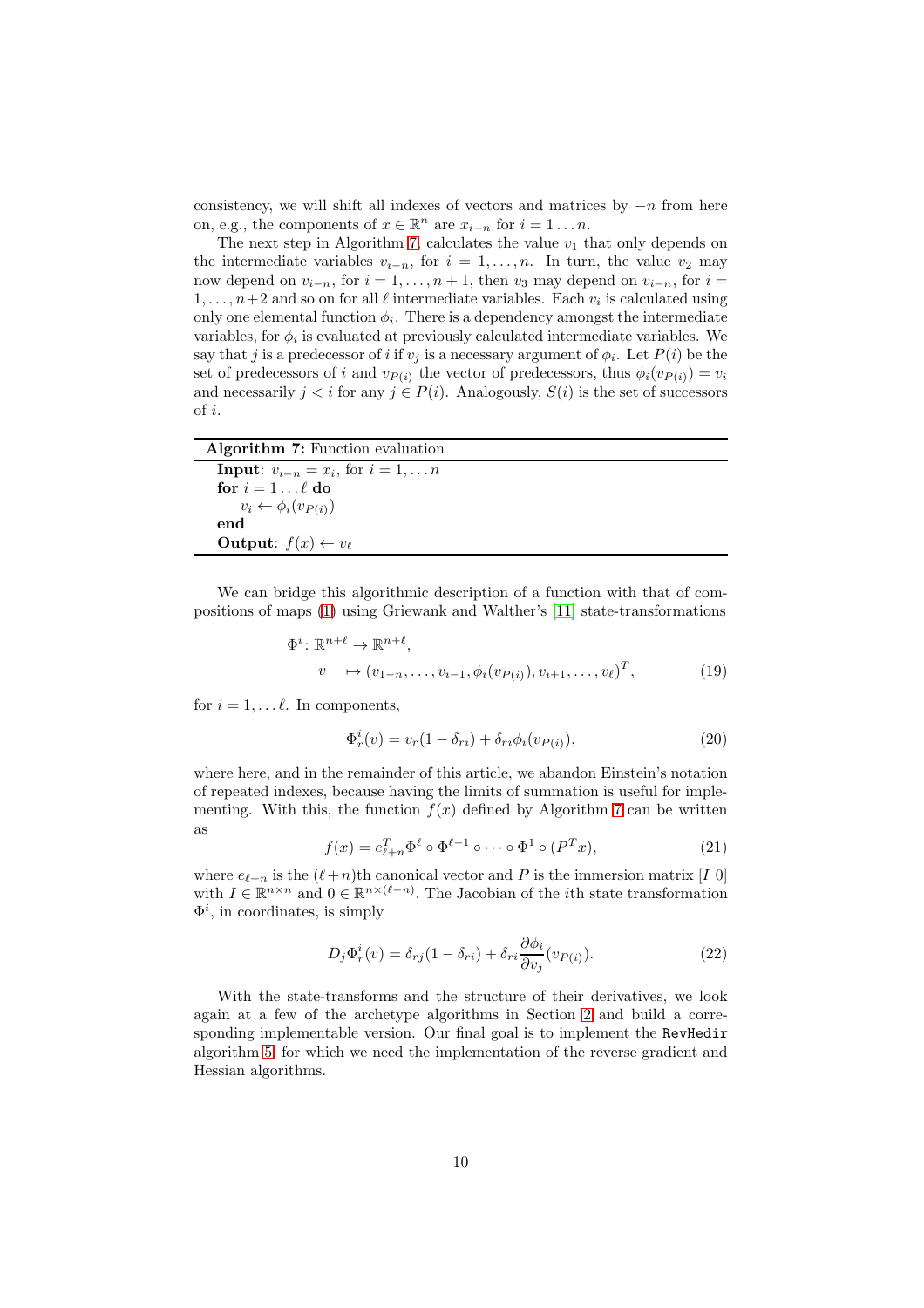consistency, we will shift all indexes of vectors and matrices by $-n$ from here on, e.g., the components of $x \in \mathbb{R}^n$ are $x_{i-n}$ for $i = 1 \dots n$.

The next step in Algorithm 7, calculates the value $v_1$ that only depends on the intermediate variables $v_{i-n}$, for $i = 1, \dots, n$. In turn, the value $v_2$ may now depend on $v_{i-n}$, for $i = 1, \dots, n+1$, then $v_3$ may depend on $v_{i-n}$, for $i = 1, \dots, n+2$ and so on for all $\ell$ intermediate variables. Each $v_i$ is calculated using only one elemental function $\phi_i$. There is a dependency amongst the intermediate variables, for $\phi_i$ is evaluated at previously calculated intermediate variables. We say that $j$ is a predecessor of $i$ if $v_j$ is a necessary argument of $\phi_i$. Let $P(i)$ be the set of predecessors of $i$ and $v_{P(i)}$ the vector of predecessors, thus $\phi_i(v_{P(i)}) = v_i$ and necessarily $j < i$ for any $j \in P(i)$. Analogously, $S(i)$ is the set of successors of $i$.

**Algorithm 7:** Function evaluation

```
Input: v_{i-n} = x_i, for i = 1, ... n
for i = 1 ... ℓ do
    v_i ← φ_i(v_{P(i)})
end
Output: f(x) ← v_ℓ
```

We can bridge this algorithmic description of a function with that of compositions of maps (1) using Griewank and Walther's [11] state-transformations

$$\Phi^i \colon \mathbb{R}^{n+\ell} \to \mathbb{R}^{n+\ell}, \qquad v \mapsto (v_{1-n}, \dots, v_{i-1}, \phi_i(v_{P(i)}), v_{i+1}, \dots, v_\ell)^T, \tag{19}$$

for $i = 1, \dots \ell$. In components,

$$\Phi^i_r(v) = v_r(1 - \delta_{ri}) + \delta_{ri}\phi_i(v_{P(i)}), \tag{20}$$

where here, and in the remainder of this article, we abandon Einstein's notation of repeated indexes, because having the limits of summation is useful for implementing. With this, the function $f(x)$ defined by Algorithm 7 can be written as

$$f(x) = e^T_{\ell+n}\Phi^\ell \circ \Phi^{\ell-1} \circ \dots \circ \Phi^1 \circ (P^T x), \tag{21}$$

where $e_{\ell+n}$ is the $(\ell+n)$th canonical vector and $P$ is the immersion matrix $[I \ 0]$ with $I \in \mathbb{R}^{n\times n}$ and $0 \in \mathbb{R}^{n\times(\ell-n)}$. The Jacobian of the $i$th state transformation $\Phi^i$, in coordinates, is simply

$$D_j\Phi^i_r(v) = \delta_{rj}(1 - \delta_{ri}) + \delta_{ri}\frac{\partial \phi_i}{\partial v_j}(v_{P(i)}). \tag{22}$$

With the state-transforms and the structure of their derivatives, we look again at a few of the archetype algorithms in Section 2 and build a corresponding implementable version. Our final goal is to implement the `RevHedir` algorithm 5, for which we need the implementation of the reverse gradient and Hessian algorithms.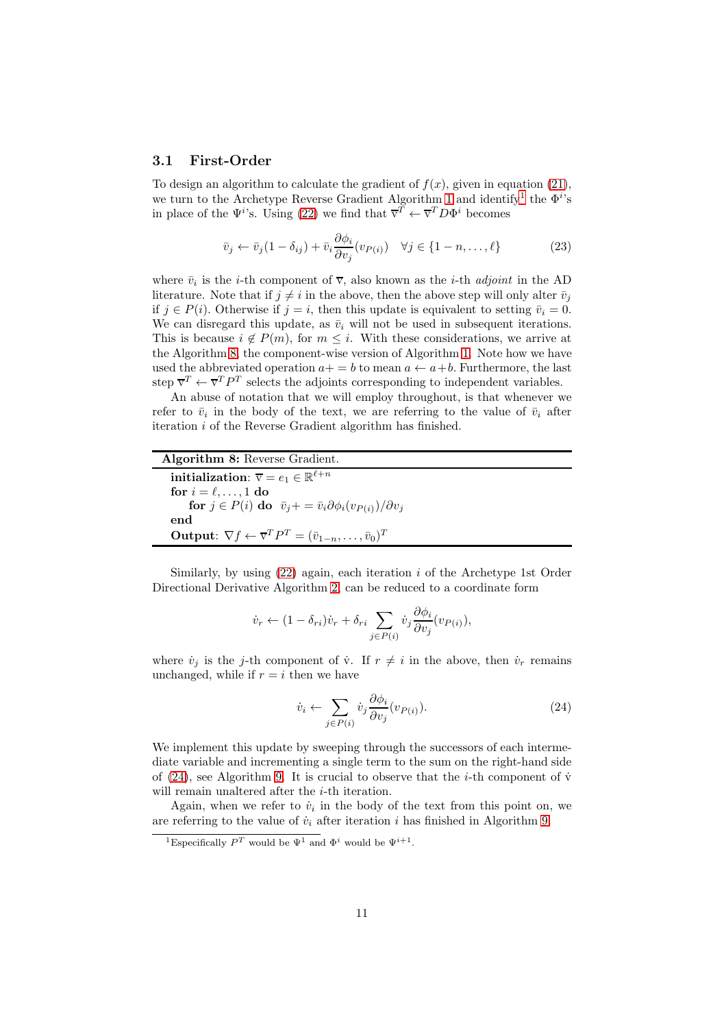### 3.1 First-Order

To design an algorithm to calculate the gradient of $f(x)$, given in equation (21), we turn to the Archetype Reverse Gradient Algorithm 1 and identify[1] the $\Phi^i$'s in place of the $\Psi^i$'s. Using (22) we find that $\overline{\mathrm{v}}^T \leftarrow \overline{\mathrm{v}}^T D\Phi^i$ becomes

$$\bar{v}_j \leftarrow \bar{v}_j(1-\delta_{ij}) + \bar{v}_i \frac{\partial \phi_i}{\partial v_j}(v_{P(i)}) \quad \forall j \in \{1-n, \ldots, \ell\} \tag{23}$$

where $\bar{v}_i$ is the $i$-th component of $\overline{\mathrm{v}}$, also known as the $i$-th *adjoint* in the AD literature. Note that if $j \neq i$ in the above, then the above step will only alter $\bar{v}_j$ if $j \in P(i)$. Otherwise if $j = i$, then this update is equivalent to setting $\bar{v}_i = 0$. We can disregard this update, as $\bar{v}_i$ will not be used in subsequent iterations. This is because $i \notin P(m)$, for $m \leq i$. With these considerations, we arrive at the Algorithm 8, the component-wise version of Algorithm 1. Note how we have used the abbreviated operation $a += b$ to mean $a \leftarrow a + b$. Furthermore, the last step $\overline{\mathrm{v}}^T \leftarrow \overline{\mathrm{v}}^T P^T$ selects the adjoints corresponding to independent variables.

An abuse of notation that we will employ throughout, is that whenever we refer to $\bar{v}_i$ in the body of the text, we are referring to the value of $\bar{v}_i$ after iteration $i$ of the Reverse Gradient algorithm has finished.

---

**Algorithm 8:** Reverse Gradient.

---

**initialization**: $\overline{\mathrm{v}} = e_1 \in \mathbb{R}^{\ell+n}$
**for** $i = \ell, \ldots, 1$ **do**
  **for** $j \in P(i)$ **do** $\bar{v}_j += \bar{v}_i \partial\phi_i(v_{P(i)})/\partial v_j$
**end**
**Output**: $\nabla f \leftarrow \overline{\mathrm{v}}^T P^T = (\bar{v}_{1-n}, \ldots, \bar{v}_0)^T$

---

Similarly, by using (22) again, each iteration $i$ of the Archetype 1st Order Directional Derivative Algorithm 2, can be reduced to a coordinate form

$$\dot{v}_r \leftarrow (1-\delta_{ri})\dot{v}_r + \delta_{ri} \sum_{j \in P(i)} \dot{v}_j \frac{\partial \phi_i}{\partial v_j}(v_{P(i)}),$$

where $\dot{v}_j$ is the $j$-th component of $\dot{\mathrm{v}}$. If $r \neq i$ in the above, then $\dot{v}_r$ remains unchanged, while if $r = i$ then we have

$$\dot{v}_i \leftarrow \sum_{j \in P(i)} \dot{v}_j \frac{\partial \phi_i}{\partial v_j}(v_{P(i)}). \tag{24}$$

We implement this update by sweeping through the successors of each intermediate variable and incrementing a single term to the sum on the right-hand side of (24), see Algorithm 9. It is crucial to observe that the $i$-th component of $\dot{\mathrm{v}}$ will remain unaltered after the $i$-th iteration.

Again, when we refer to $\dot{v}_i$ in the body of the text from this point on, we are referring to the value of $\dot{v}_i$ after iteration $i$ has finished in Algorithm 9.

[1] Especifically $P^T$ would be $\Psi^1$ and $\Phi^i$ would be $\Psi^{i+1}$.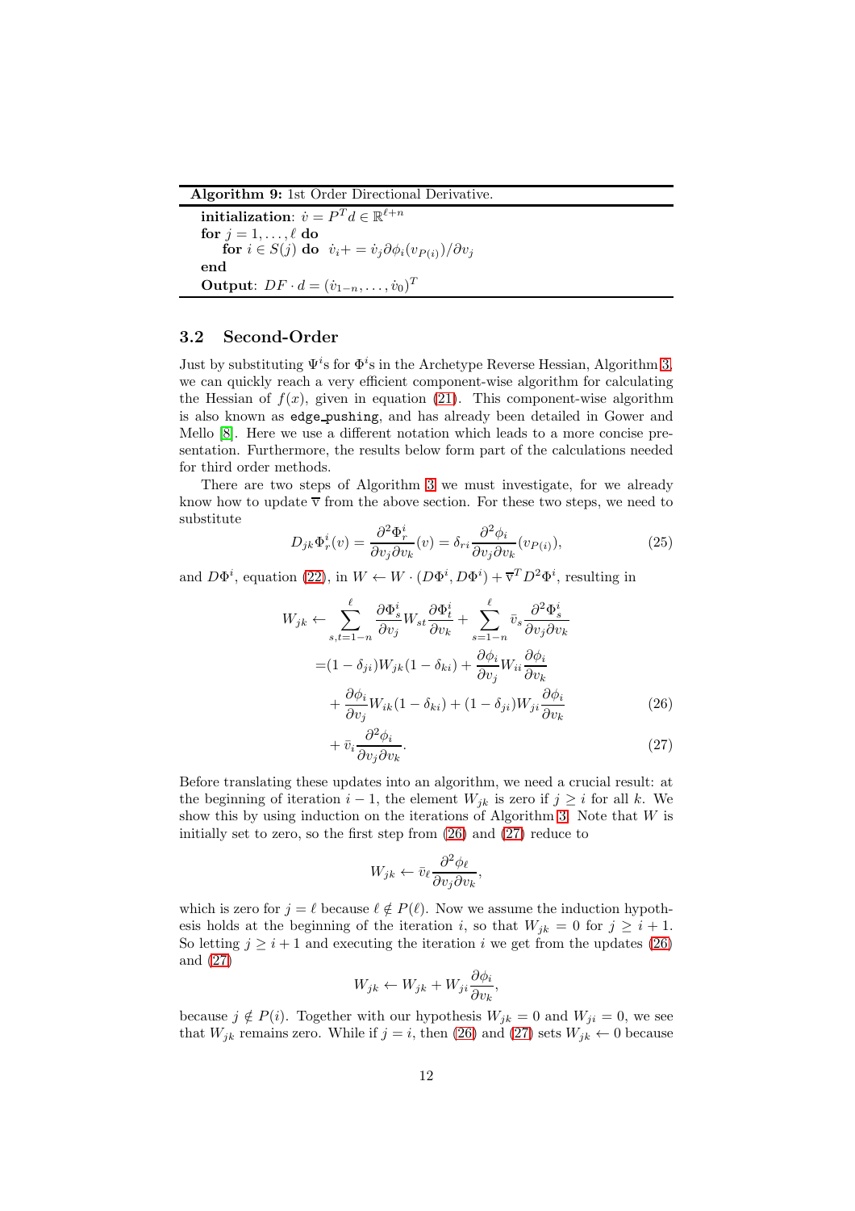**Algorithm 9:** 1st Order Directional Derivative.

---

**initialization**: $\dot{v} = P^T d \in \mathbb{R}^{\ell+n}$
**for** $j = 1, \ldots, \ell$ **do**
  **for** $i \in S(j)$ **do** $\dot{v}_i += \dot{v}_j \partial\phi_i(v_{P(i)})/\partial v_j$
**end**
**Output**: $DF \cdot d = (\dot{v}_{1-n}, \ldots, \dot{v}_0)^T$

---

### 3.2 Second-Order

Just by substituting $\Psi^i$s for $\Phi^i$s in the Archetype Reverse Hessian, Algorithm 3, we can quickly reach a very efficient component-wise algorithm for calculating the Hessian of $f(x)$, given in equation (21). This component-wise algorithm is also known as edge_pushing, and has already been detailed in Gower and Mello [8]. Here we use a different notation which leads to a more concise presentation. Furthermore, the results below form part of the calculations needed for third order methods.

There are two steps of Algorithm 3 we must investigate, for we already know how to update $\overline{\nabla}$ from the above section. For these two steps, we need to substitute

$$D_{jk}\Phi^i_r(v) = \frac{\partial^2 \Phi^i_r}{\partial v_j \partial v_k}(v) = \delta_{ri}\frac{\partial^2 \phi_i}{\partial v_j \partial v_k}(v_{P(i)}), \tag{25}$$

and $D\Phi^i$, equation (22), in $W \leftarrow W \cdot (D\Phi^i, D\Phi^i) + \overline{\nabla}^T D^2\Phi^i$, resulting in

$$\begin{aligned}
W_{jk} \leftarrow & \sum_{s,t=1-n}^{\ell} \frac{\partial \Phi^i_s}{\partial v_j} W_{st} \frac{\partial \Phi^i_t}{\partial v_k} + \sum_{s=1-n}^{\ell} \bar{v}_s \frac{\partial^2 \Phi^i_s}{\partial v_j \partial v_k} \\
=& (1-\delta_{ji})W_{jk}(1-\delta_{ki}) + \frac{\partial \phi_i}{\partial v_j} W_{ii} \frac{\partial \phi_i}{\partial v_k} \\
&+ \frac{\partial \phi_i}{\partial v_j} W_{ik}(1-\delta_{ki}) + (1-\delta_{ji})W_{ji}\frac{\partial \phi_i}{\partial v_k} \qquad (26)\\
&+ \bar{v}_i \frac{\partial^2 \phi_i}{\partial v_j \partial v_k}. \qquad (27)
\end{aligned}$$

Before translating these updates into an algorithm, we need a crucial result: at the beginning of iteration $i-1$, the element $W_{jk}$ is zero if $j \geq i$ for all $k$. We show this by using induction on the iterations of Algorithm 3. Note that $W$ is initially set to zero, so the first step from (26) and (27) reduce to

$$W_{jk} \leftarrow \bar{v}_\ell \frac{\partial^2 \phi_\ell}{\partial v_j \partial v_k},$$

which is zero for $j = \ell$ because $\ell \notin P(\ell)$. Now we assume the induction hypothesis holds at the beginning of the iteration $i$, so that $W_{jk} = 0$ for $j \geq i+1$. So letting $j \geq i+1$ and executing the iteration $i$ we get from the updates (26) and (27)

$$W_{jk} \leftarrow W_{jk} + W_{ji}\frac{\partial \phi_i}{\partial v_k},$$

because $j \notin P(i)$. Together with our hypothesis $W_{jk} = 0$ and $W_{ji} = 0$, we see that $W_{jk}$ remains zero. While if $j = i$, then (26) and (27) sets $W_{jk} \leftarrow 0$ because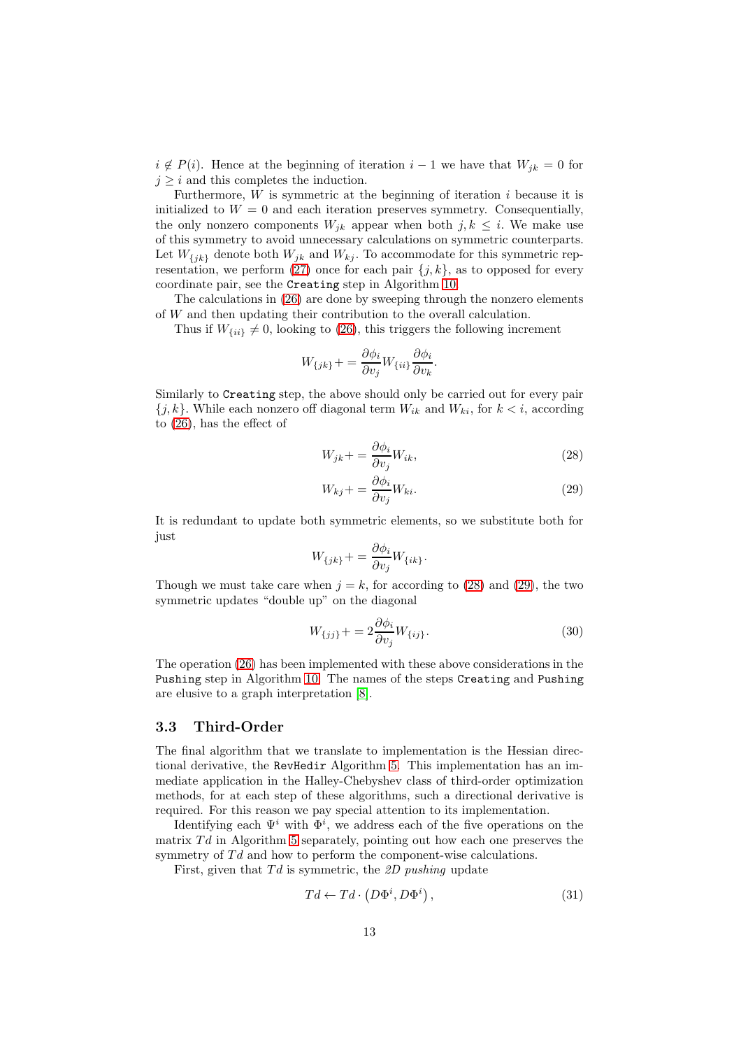$i \notin P(i)$. Hence at the beginning of iteration $i-1$ we have that $W_{jk} = 0$ for $j \geq i$ and this completes the induction.

Furthermore, $W$ is symmetric at the beginning of iteration $i$ because it is initialized to $W = 0$ and each iteration preserves symmetry. Consequentially, the only nonzero components $W_{jk}$ appear when both $j, k \leq i$. We make use of this symmetry to avoid unnecessary calculations on symmetric counterparts. Let $W_{\{jk\}}$ denote both $W_{jk}$ and $W_{kj}$. To accommodate for this symmetric representation, we perform (27) once for each pair $\{j, k\}$, as to opposed for every coordinate pair, see the `Creating` step in Algorithm 10.

The calculations in (26) are done by sweeping through the nonzero elements of $W$ and then updating their contribution to the overall calculation.

Thus if $W_{\{ii\}} \neq 0$, looking to (26), this triggers the following increment

$$W_{\{jk\}} += \frac{\partial \phi_i}{\partial v_j} W_{\{ii\}} \frac{\partial \phi_i}{\partial v_k}.$$

Similarly to `Creating` step, the above should only be carried out for every pair $\{j, k\}$. While each nonzero off diagonal term $W_{ik}$ and $W_{ki}$, for $k < i$, according to (26), has the effect of

$$W_{jk} += \frac{\partial \phi_i}{\partial v_j} W_{ik}, \tag{28}$$

$$W_{kj} += \frac{\partial \phi_i}{\partial v_j} W_{ki}. \tag{29}$$

It is redundant to update both symmetric elements, so we substitute both for just

$$W_{\{jk\}} += \frac{\partial \phi_i}{\partial v_j} W_{\{ik\}}.$$

Though we must take care when $j = k$, for according to (28) and (29), the two symmetric updates "double up" on the diagonal

$$W_{\{jj\}} += 2 \frac{\partial \phi_i}{\partial v_j} W_{\{ij\}}. \tag{30}$$

The operation (26) has been implemented with these above considerations in the `Pushing` step in Algorithm 10. The names of the steps `Creating` and `Pushing` are elusive to a graph interpretation [8].

### 3.3 Third-Order

The final algorithm that we translate to implementation is the Hessian directional derivative, the `RevHedir` Algorithm 5. This implementation has an immediate application in the Halley-Chebyshev class of third-order optimization methods, for at each step of these algorithms, such a directional derivative is required. For this reason we pay special attention to its implementation.

Identifying each $\Psi^i$ with $\Phi^i$, we address each of the five operations on the matrix $Td$ in Algorithm 5 separately, pointing out how each one preserves the symmetry of $Td$ and how to perform the component-wise calculations.

First, given that $Td$ is symmetric, the *2D pushing* update

$$Td \leftarrow Td \cdot \left(D\Phi^i, D\Phi^i\right), \tag{31}$$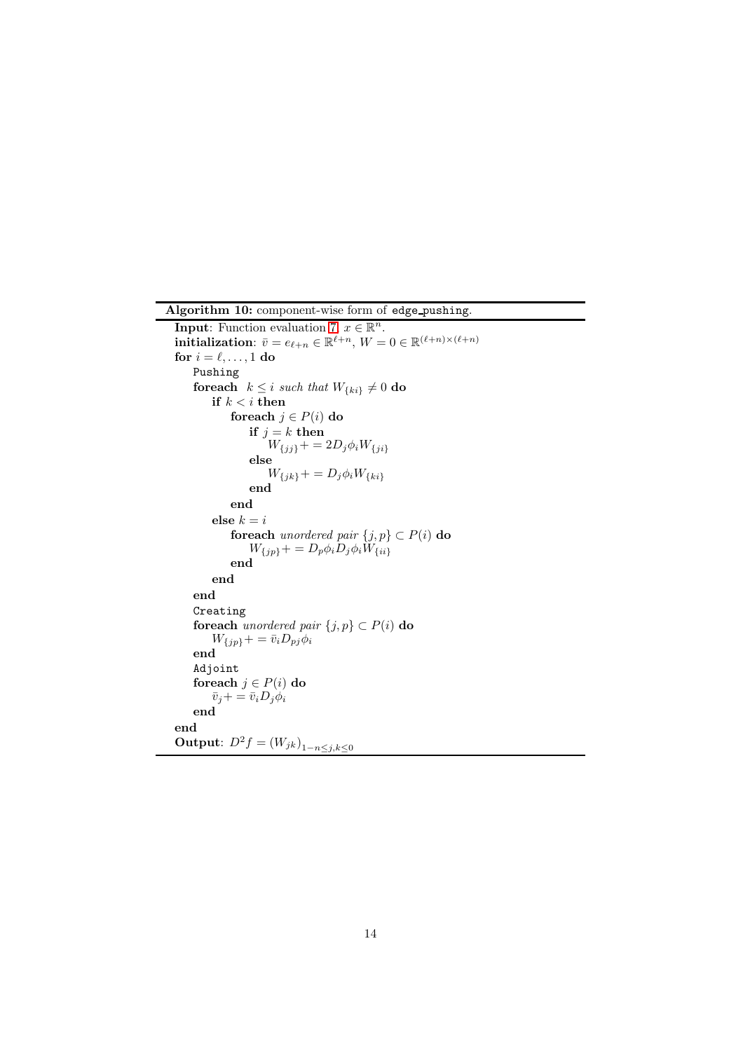**Algorithm 10:** component-wise form of `edge_pushing`.

```
Input: Function evaluation 7, x ∈ ℝ^n.
initialization: v̄ = e_{ℓ+n} ∈ ℝ^{ℓ+n}, W = 0 ∈ ℝ^{(ℓ+n)×(ℓ+n)}
for i = ℓ, ..., 1 do
    Pushing
    foreach k ≤ i such that W_{ki} ≠ 0 do
        if k < i then
            foreach j ∈ P(i) do
                if j = k then
                    W_{jj} += 2 D_j φ_i W_{ji}
                else
                    W_{jk} += D_j φ_i W_{ki}
                end
            end
        else k = i
            foreach unordered pair {j, p} ⊂ P(i) do
                W_{jp} += D_p φ_i D_j φ_i W_{ii}
            end
        end
    end
    Creating
    foreach unordered pair {j, p} ⊂ P(i) do
        W_{jp} += v̄_i D_{pj} φ_i
    end
    Adjoint
    foreach j ∈ P(i) do
        v̄_j += v̄_i D_j φ_i
    end
end
Output: D²f = (W_{jk})_{1−n ≤ j,k ≤ 0}
```

In mathematical notation:

- **Input**: Function evaluation 7, $x \in \mathbb{R}^n$.
- **initialization**: $\bar{v} = e_{\ell+n} \in \mathbb{R}^{\ell+n}$, $W = 0 \in \mathbb{R}^{(\ell+n)\times(\ell+n)}$
- **for** $i = \ell, \ldots, 1$ **do**
  - Pushing: **foreach** $k \leq i$ *such that* $W_{\{ki\}} \neq 0$ **do**
    - **if** $k < i$ **then** **foreach** $j \in P(i)$ **do**: **if** $j = k$ **then** $W_{\{jj\}} += 2D_j\phi_i W_{\{ji\}}$ **else** $W_{\{jk\}} += D_j\phi_i W_{\{ki\}}$
    - **else** $k = i$: **foreach** *unordered pair* $\{j,p\} \subset P(i)$ **do** $W_{\{jp\}} += D_p\phi_i D_j\phi_i W_{\{ii\}}$
  - Creating: **foreach** *unordered pair* $\{j,p\} \subset P(i)$ **do** $W_{\{jp\}} += \bar{v}_i D_{pj}\phi_i$
  - Adjoint: **foreach** $j \in P(i)$ **do** $\bar{v}_j += \bar{v}_i D_j\phi_i$
- **Output**: $D^2 f = (W_{jk})_{1-n \leq j,k \leq 0}$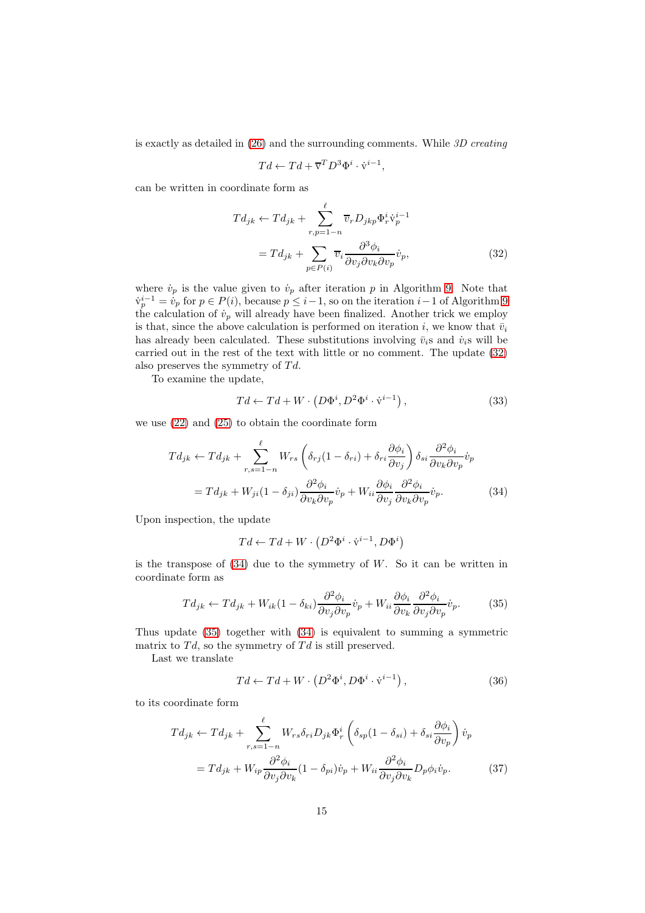is exactly as detailed in (26) and the surrounding comments. While *3D creating*

$$Td \leftarrow Td + \overline{\mathrm{v}}^T D^3\Phi^i \cdot \dot{\mathrm{v}}^{i-1},$$

can be written in coordinate form as

$$\begin{aligned}
Td_{jk} &\leftarrow Td_{jk} + \sum_{r,p=1-n}^{\ell} \overline{v}_r D_{jkp}\Phi^i_r \dot{\mathrm{v}}^{i-1}_p \\
&= Td_{jk} + \sum_{p\in P(i)} \overline{v}_i \frac{\partial^3 \phi_i}{\partial v_j \partial v_k \partial v_p} \dot{v}_p, \qquad (32)
\end{aligned}$$

where $\dot{v}_p$ is the value given to $\dot{v}_p$ after iteration $p$ in Algorithm 9. Note that $\dot{\mathrm{v}}^{i-1}_p = \dot{v}_p$ for $p \in P(i)$, because $p \leq i-1$, so on the iteration $i-1$ of Algorithm 9 the calculation of $\dot{v}_p$ will already have been finalized. Another trick we employ is that, since the above calculation is performed on iteration $i$, we know that $\bar{v}_i$ has already been calculated. These substitutions involving $\bar{v}_i$s and $\dot{v}_i$s will be carried out in the rest of the text with little or no comment. The update (32) also preserves the symmetry of $Td$.

To examine the update,

$$Td \leftarrow Td + W \cdot \left(D\Phi^i, D^2\Phi^i \cdot \dot{\mathrm{v}}^{i-1}\right), \qquad (33)$$

we use (22) and (25) to obtain the coordinate form

$$\begin{aligned}
Td_{jk} &\leftarrow Td_{jk} + \sum_{r,s=1-n}^{\ell} W_{rs} \left(\delta_{rj}(1-\delta_{ri}) + \delta_{ri}\frac{\partial \phi_i}{\partial v_j}\right) \delta_{si} \frac{\partial^2 \phi_i}{\partial v_k \partial v_p} \dot{v}_p \\
&= Td_{jk} + W_{ji}(1-\delta_{ji}) \frac{\partial^2 \phi_i}{\partial v_k \partial v_p} \dot{v}_p + W_{ii} \frac{\partial \phi_i}{\partial v_j} \frac{\partial^2 \phi_i}{\partial v_k \partial v_p} \dot{v}_p. \qquad (34)
\end{aligned}$$

Upon inspection, the update

$$Td \leftarrow Td + W \cdot \left(D^2\Phi^i \cdot \dot{\mathrm{v}}^{i-1}, D\Phi^i\right)$$

is the transpose of (34) due to the symmetry of $W$. So it can be written in coordinate form as

$$Td_{jk} \leftarrow Td_{jk} + W_{ik}(1-\delta_{ki}) \frac{\partial^2 \phi_i}{\partial v_j \partial v_p} \dot{v}_p + W_{ii} \frac{\partial \phi_i}{\partial v_k} \frac{\partial^2 \phi_i}{\partial v_j \partial v_p} \dot{v}_p. \qquad (35)$$

Thus update (35) together with (34) is equivalent to summing a symmetric matrix to $Td$, so the symmetry of $Td$ is still preserved.

Last we translate

$$Td \leftarrow Td + W \cdot \left(D^2\Phi^i, D\Phi^i \cdot \dot{\mathrm{v}}^{i-1}\right), \qquad (36)$$

to its coordinate form

$$\begin{aligned}
Td_{jk} &\leftarrow Td_{jk} + \sum_{r,s=1-n}^{\ell} W_{rs}\delta_{ri} D_{jk}\Phi^i_r \left(\delta_{sp}(1-\delta_{si}) + \delta_{si}\frac{\partial \phi_i}{\partial v_p}\right) \dot{v}_p \\
&= Td_{jk} + W_{ip} \frac{\partial^2 \phi_i}{\partial v_j \partial v_k}(1-\delta_{pi})\dot{v}_p + W_{ii} \frac{\partial^2 \phi_i}{\partial v_j \partial v_k} D_p\phi_i \dot{v}_p. \qquad (37)
\end{aligned}$$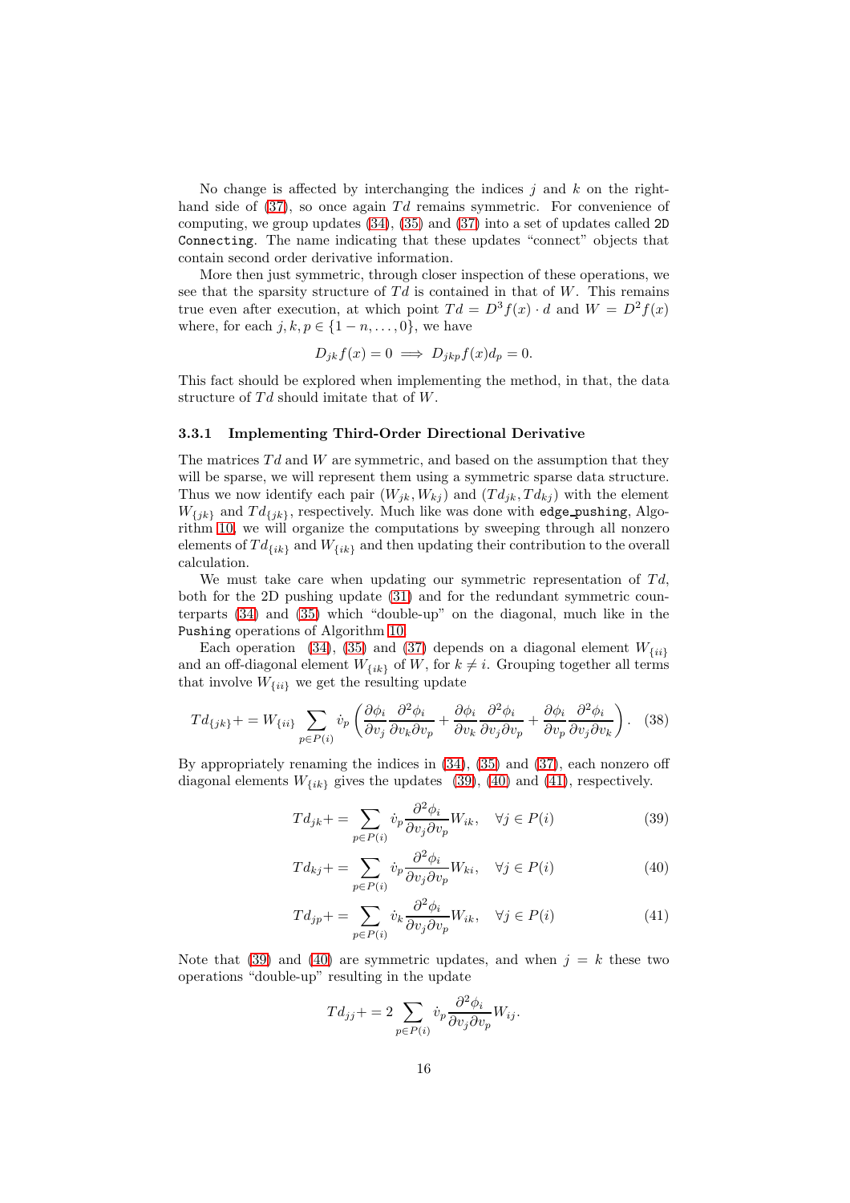No change is affected by interchanging the indices $j$ and $k$ on the right-hand side of (37), so once again $Td$ remains symmetric. For convenience of computing, we group updates (34), (35) and (37) into a set of updates called `2D Connecting`. The name indicating that these updates "connect" objects that contain second order derivative information.

More then just symmetric, through closer inspection of these operations, we see that the sparsity structure of $Td$ is contained in that of $W$. This remains true even after execution, at which point $Td = D^3f(x) \cdot d$ and $W = D^2f(x)$ where, for each $j, k, p \in \{1-n, \ldots, 0\}$, we have

$$D_{jk}f(x) = 0 \implies D_{jkp}f(x)d_p = 0.$$

This fact should be explored when implementing the method, in that, the data structure of $Td$ should imitate that of $W$.

### 3.3.1 Implementing Third-Order Directional Derivative

The matrices $Td$ and $W$ are symmetric, and based on the assumption that they will be sparse, we will represent them using a symmetric sparse data structure. Thus we now identify each pair $(W_{jk}, W_{kj})$ and $(Td_{jk}, Td_{kj})$ with the element $W_{\{jk\}}$ and $Td_{\{jk\}}$, respectively. Much like was done with `edge_pushing`, Algorithm 10, we will organize the computations by sweeping through all nonzero elements of $Td_{\{ik\}}$ and $W_{\{ik\}}$ and then updating their contribution to the overall calculation.

We must take care when updating our symmetric representation of $Td$, both for the 2D pushing update (31) and for the redundant symmetric counterparts (34) and (35) which "double-up" on the diagonal, much like in the `Pushing` operations of Algorithm 10.

Each operation (34), (35) and (37) depends on a diagonal element $W_{\{ii\}}$ and an off-diagonal element $W_{\{ik\}}$ of $W$, for $k \neq i$. Grouping together all terms that involve $W_{\{ii\}}$ we get the resulting update

$$Td_{\{jk\}} += W_{\{ii\}} \sum_{p \in P(i)} \dot{v}_p \left( \frac{\partial \phi_i}{\partial v_j} \frac{\partial^2 \phi_i}{\partial v_k \partial v_p} + \frac{\partial \phi_i}{\partial v_k} \frac{\partial^2 \phi_i}{\partial v_j \partial v_p} + \frac{\partial \phi_i}{\partial v_p} \frac{\partial^2 \phi_i}{\partial v_j \partial v_k} \right). \quad (38)$$

By appropriately renaming the indices in (34), (35) and (37), each nonzero off diagonal elements $W_{\{ik\}}$ gives the updates (39), (40) and (41), respectively.

$$Td_{jk} += \sum_{p \in P(i)} \dot{v}_p \frac{\partial^2 \phi_i}{\partial v_j \partial v_p} W_{ik}, \quad \forall j \in P(i) \quad (39)$$

$$Td_{kj} += \sum_{p \in P(i)} \dot{v}_p \frac{\partial^2 \phi_i}{\partial v_j \partial v_p} W_{ki}, \quad \forall j \in P(i) \quad (40)$$

$$Td_{jp} += \sum_{p \in P(i)} \dot{v}_k \frac{\partial^2 \phi_i}{\partial v_j \partial v_p} W_{ik}, \quad \forall j \in P(i) \quad (41)$$

Note that (39) and (40) are symmetric updates, and when $j = k$ these two operations "double-up" resulting in the update

$$Td_{jj} += 2 \sum_{p \in P(i)} \dot{v}_p \frac{\partial^2 \phi_i}{\partial v_j \partial v_p} W_{ij}.$$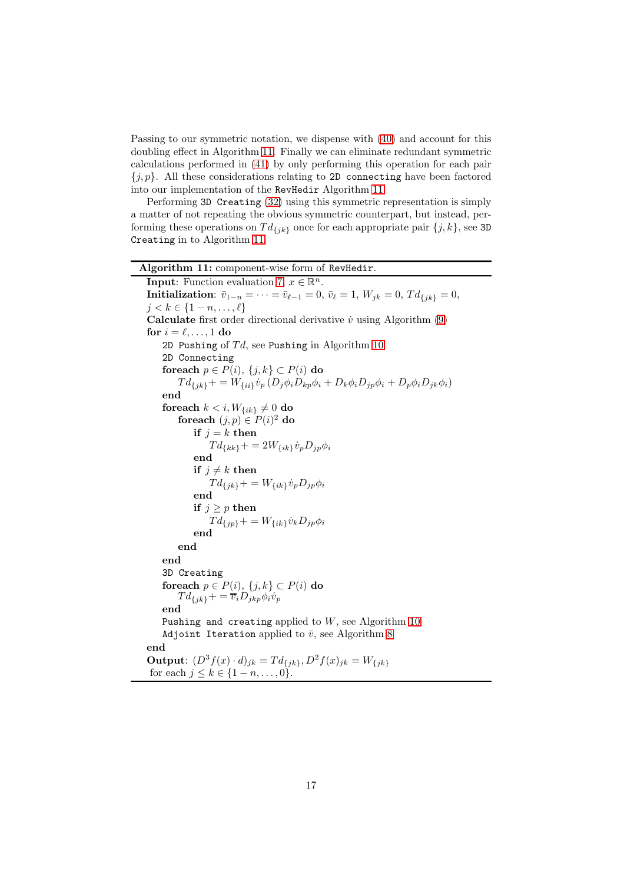Passing to our symmetric notation, we dispense with (40) and account for this doubling effect in Algorithm 11. Finally we can eliminate redundant symmetric calculations performed in (41) by only performing this operation for each pair $\{j, p\}$. All these considerations relating to `2D connecting` have been factored into our implementation of the `RevHedir` Algorithm 11.

Performing `3D Creating` (32) using this symmetric representation is simply a matter of not repeating the obvious symmetric counterpart, but instead, performing these operations on $Td_{\{jk\}}$ once for each appropriate pair $\{j, k\}$, see `3D Creating` in to Algorithm 11.

---

**Algorithm 11:** component-wise form of `RevHedir`.

**Input**: Function evaluation 7, $x \in \mathbb{R}^n$.

**Initialization**: $\bar{v}_{1-n} = \cdots = \bar{v}_{\ell-1} = 0$, $\bar{v}_\ell = 1$, $W_{jk} = 0$, $Td_{\{jk\}} = 0$, $j < k \in \{1-n, \ldots, \ell\}$

**Calculate** first order directional derivative $\dot{v}$ using Algorithm (9)

**for** $i = \ell, \ldots, 1$ **do**

&nbsp;&nbsp;&nbsp;&nbsp;`2D Pushing` of $Td$, see `Pushing` in Algorithm 10

&nbsp;&nbsp;&nbsp;&nbsp;`2D Connecting`

&nbsp;&nbsp;&nbsp;&nbsp;**foreach** $p \in P(i)$, $\{j, k\} \subset P(i)$ **do**

&nbsp;&nbsp;&nbsp;&nbsp;&nbsp;&nbsp;&nbsp;&nbsp;$Td_{\{jk\}} += W_{\{ii\}} \dot{v}_p \left( D_j\phi_i D_{kp}\phi_i + D_k\phi_i D_{jp}\phi_i + D_p\phi_i D_{jk}\phi_i \right)$

&nbsp;&nbsp;&nbsp;&nbsp;**end**

&nbsp;&nbsp;&nbsp;&nbsp;**foreach** $k < i, W_{\{ik\}} \neq 0$ **do**

&nbsp;&nbsp;&nbsp;&nbsp;&nbsp;&nbsp;&nbsp;&nbsp;**foreach** $(j, p) \in P(i)^2$ **do**

&nbsp;&nbsp;&nbsp;&nbsp;&nbsp;&nbsp;&nbsp;&nbsp;&nbsp;&nbsp;&nbsp;&nbsp;**if** $j = k$ **then**

&nbsp;&nbsp;&nbsp;&nbsp;&nbsp;&nbsp;&nbsp;&nbsp;&nbsp;&nbsp;&nbsp;&nbsp;&nbsp;&nbsp;&nbsp;&nbsp;$Td_{\{kk\}} += 2W_{\{ik\}} \dot{v}_p D_{jp}\phi_i$

&nbsp;&nbsp;&nbsp;&nbsp;&nbsp;&nbsp;&nbsp;&nbsp;&nbsp;&nbsp;&nbsp;&nbsp;**end**

&nbsp;&nbsp;&nbsp;&nbsp;&nbsp;&nbsp;&nbsp;&nbsp;&nbsp;&nbsp;&nbsp;&nbsp;**if** $j \neq k$ **then**

&nbsp;&nbsp;&nbsp;&nbsp;&nbsp;&nbsp;&nbsp;&nbsp;&nbsp;&nbsp;&nbsp;&nbsp;&nbsp;&nbsp;&nbsp;&nbsp;$Td_{\{jk\}} += W_{\{ik\}} \dot{v}_p D_{jp}\phi_i$

&nbsp;&nbsp;&nbsp;&nbsp;&nbsp;&nbsp;&nbsp;&nbsp;&nbsp;&nbsp;&nbsp;&nbsp;**end**

&nbsp;&nbsp;&nbsp;&nbsp;&nbsp;&nbsp;&nbsp;&nbsp;&nbsp;&nbsp;&nbsp;&nbsp;**if** $j \geq p$ **then**

&nbsp;&nbsp;&nbsp;&nbsp;&nbsp;&nbsp;&nbsp;&nbsp;&nbsp;&nbsp;&nbsp;&nbsp;&nbsp;&nbsp;&nbsp;&nbsp;$Td_{\{jp\}} += W_{\{ik\}} \dot{v}_k D_{jp}\phi_i$

&nbsp;&nbsp;&nbsp;&nbsp;&nbsp;&nbsp;&nbsp;&nbsp;&nbsp;&nbsp;&nbsp;&nbsp;**end**

&nbsp;&nbsp;&nbsp;&nbsp;&nbsp;&nbsp;&nbsp;&nbsp;**end**

&nbsp;&nbsp;&nbsp;&nbsp;**end**

&nbsp;&nbsp;&nbsp;&nbsp;`3D Creating`

&nbsp;&nbsp;&nbsp;&nbsp;**foreach** $p \in P(i)$, $\{j, k\} \subset P(i)$ **do**

&nbsp;&nbsp;&nbsp;&nbsp;&nbsp;&nbsp;&nbsp;&nbsp;$Td_{\{jk\}} += \overline{v}_i D_{jkp}\phi_i \dot{v}_p$

&nbsp;&nbsp;&nbsp;&nbsp;**end**

&nbsp;&nbsp;&nbsp;&nbsp;`Pushing and creating` applied to $W$, see Algorithm 10

&nbsp;&nbsp;&nbsp;&nbsp;`Adjoint Iteration` applied to $\bar{v}$, see Algorithm 8

**end**

**Output**: $(D^3 f(x) \cdot d)_{jk} = Td_{\{jk\}}, D^2 f(x)_{jk} = W_{\{jk\}}$ for each $j \leq k \in \{1-n, \ldots, 0\}$.

---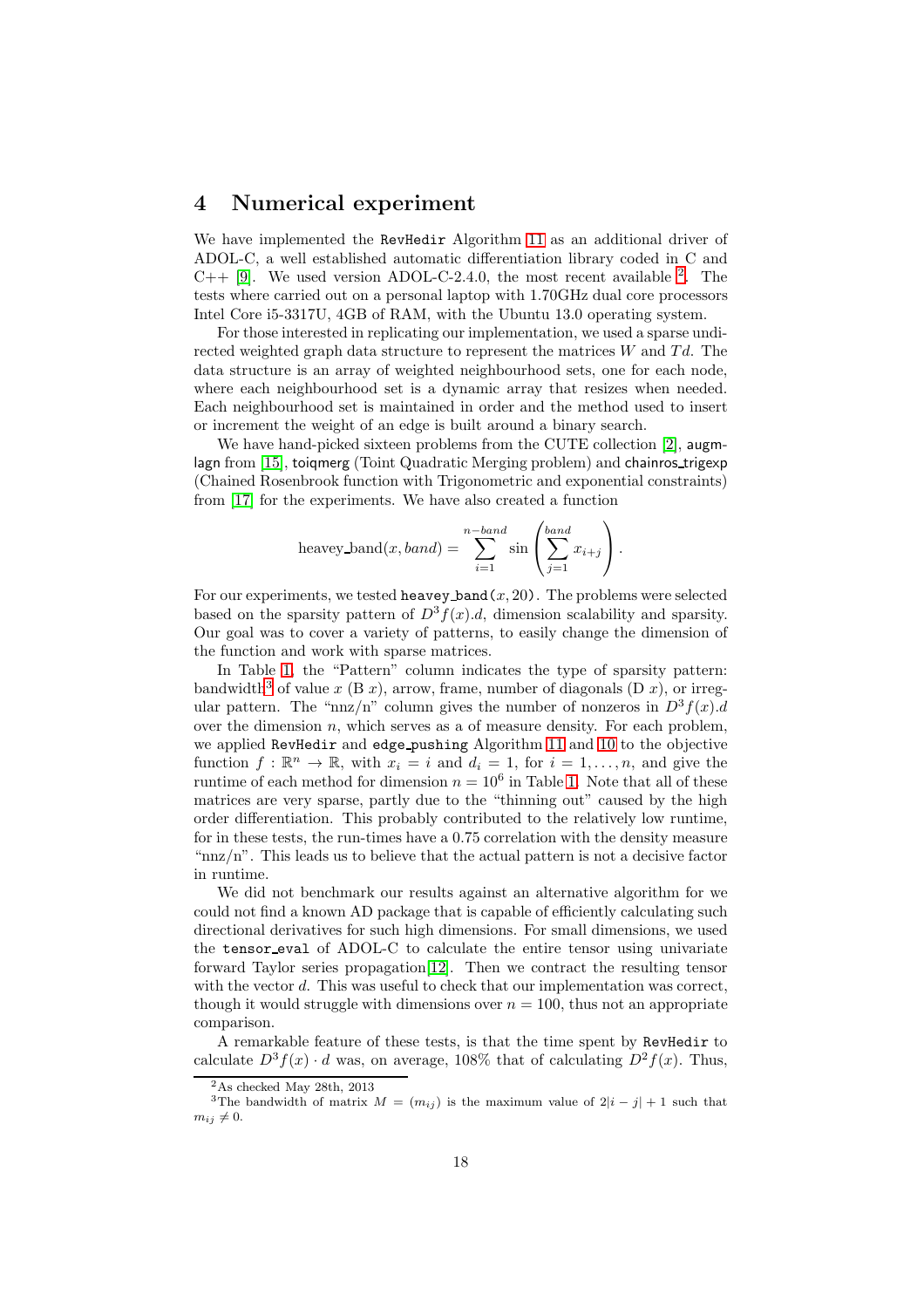## 4 Numerical experiment

We have implemented the `RevHedir` Algorithm 11 as an additional driver of ADOL-C, a well established automatic differentiation library coded in C and C++ [9]. We used version ADOL-C-2.4.0, the most recent available [2]. The tests where carried out on a personal laptop with 1.70GHz dual core processors Intel Core i5-3317U, 4GB of RAM, with the Ubuntu 13.0 operating system.

For those interested in replicating our implementation, we used a sparse undirected weighted graph data structure to represent the matrices $W$ and $Td$. The data structure is an array of weighted neighbourhood sets, one for each node, where each neighbourhood set is a dynamic array that resizes when needed. Each neighbourhood set is maintained in order and the method used to insert or increment the weight of an edge is built around a binary search.

We have hand-picked sixteen problems from the CUTE collection [2], augmlagn from [15], toiqmerg (Toint Quadratic Merging problem) and chainros_trigexp (Chained Rosenbrock function with Trigonometric and exponential constraints) from [17] for the experiments. We have also created a function

$$\text{heavey\_band}(x, band) = \sum_{i=1}^{n-band} \sin\left(\sum_{j=1}^{band} x_{i+j}\right).$$

For our experiments, we tested `heavey_band`$(x, 20)$. The problems were selected based on the sparsity pattern of $D^3f(x).d$, dimension scalability and sparsity. Our goal was to cover a variety of patterns, to easily change the dimension of the function and work with sparse matrices.

In Table 1, the "Pattern" column indicates the type of sparsity pattern: bandwidth[3] of value $x$ (B $x$), arrow, frame, number of diagonals (D $x$), or irregular pattern. The "nnz/n" column gives the number of nonzeros in $D^3f(x).d$ over the dimension $n$, which serves as a of measure density. For each problem, we applied `RevHedir` and `edge_pushing` Algorithm 11 and 10 to the objective function $f : \mathbb{R}^n \to \mathbb{R}$, with $x_i = i$ and $d_i = 1$, for $i = 1, \ldots, n$, and give the runtime of each method for dimension $n = 10^6$ in Table 1. Note that all of these matrices are very sparse, partly due to the "thinning out" caused by the high order differentiation. This probably contributed to the relatively low runtime, for in these tests, the run-times have a 0.75 correlation with the density measure "nnz/n". This leads us to believe that the actual pattern is not a decisive factor in runtime.

We did not benchmark our results against an alternative algorithm for we could not find a known AD package that is capable of efficiently calculating such directional derivatives for such high dimensions. For small dimensions, we used the `tensor_eval` of ADOL-C to calculate the entire tensor using univariate forward Taylor series propagation[12]. Then we contract the resulting tensor with the vector $d$. This was useful to check that our implementation was correct, though it would struggle with dimensions over $n = 100$, thus not an appropriate comparison.

A remarkable feature of these tests, is that the time spent by `RevHedir` to calculate $D^3f(x) \cdot d$ was, on average, 108% that of calculating $D^2f(x)$. Thus,

---

[2] As checked May 28th, 2013

[3] The bandwidth of matrix $M = (m_{ij})$ is the maximum value of $2|i - j| + 1$ such that $m_{ij} \neq 0$.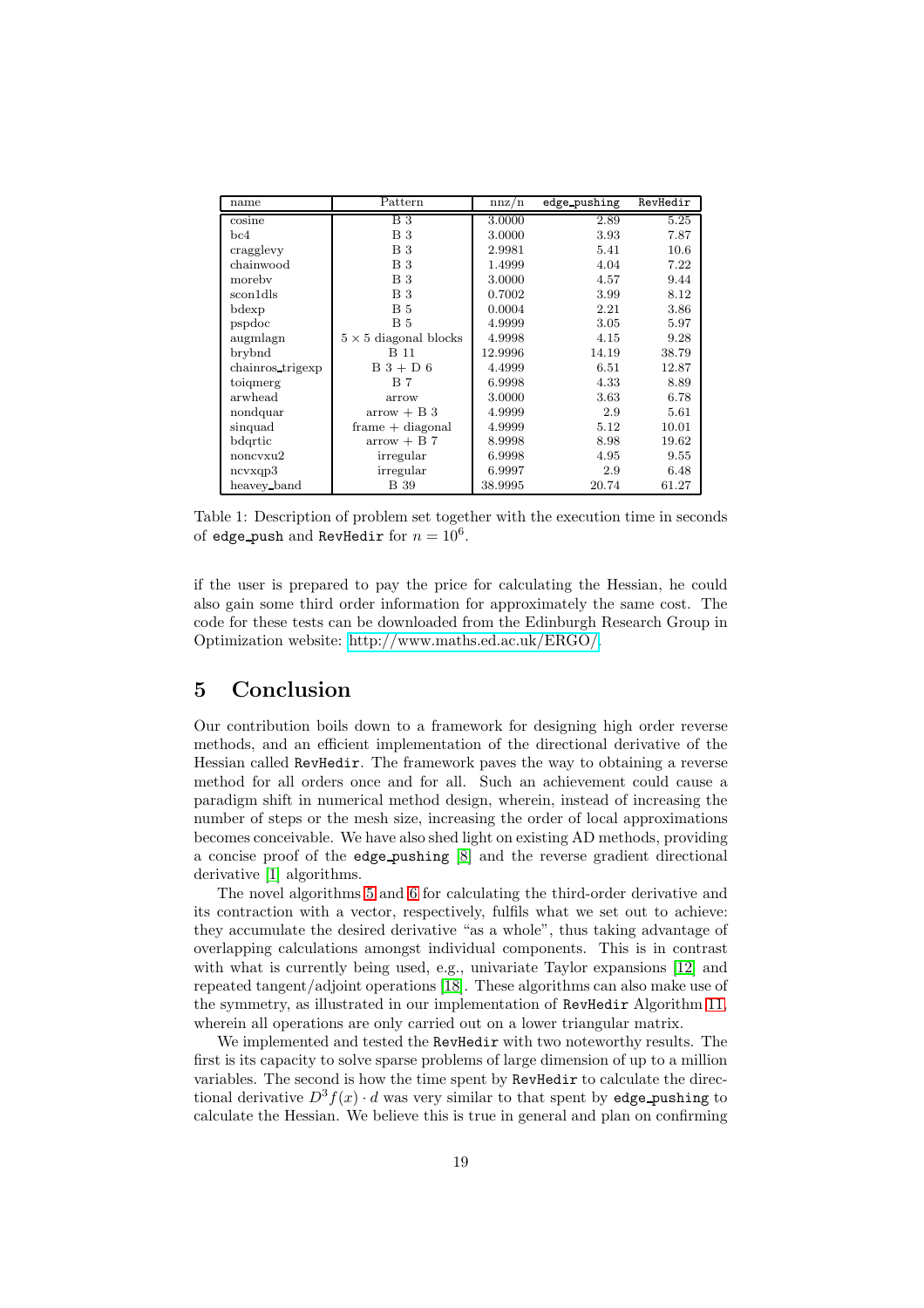| name | Pattern | nnz/n | edge_pushing | RevHedir |
|---|---|---|---|---|
| cosine | B 3 | 3.0000 | 2.89 | 5.25 |
| bc4 | B 3 | 3.0000 | 3.93 | 7.87 |
| cragglevy | B 3 | 2.9981 | 5.41 | 10.6 |
| chainwood | B 3 | 1.4999 | 4.04 | 7.22 |
| morebv | B 3 | 3.0000 | 4.57 | 9.44 |
| scon1dls | B 3 | 0.7002 | 3.99 | 8.12 |
| bdexp | B 5 | 0.0004 | 2.21 | 3.86 |
| pspdoc | B 5 | 4.9999 | 3.05 | 5.97 |
| augmlagn | $5 \times 5$ diagonal blocks | 4.9998 | 4.15 | 9.28 |
| brybnd | B 11 | 12.9996 | 14.19 | 38.79 |
| chainros_trigexp | B 3 + D 6 | 4.4999 | 6.51 | 12.87 |
| toiqmerg | B 7 | 6.9998 | 4.33 | 8.89 |
| arwhead | arrow | 3.0000 | 3.63 | 6.78 |
| nondquar | arrow + B 3 | 4.9999 | 2.9 | 5.61 |
| sinquad | frame + diagonal | 4.9999 | 5.12 | 10.01 |
| bdqrtic | arrow + B 7 | 8.9998 | 8.98 | 19.62 |
| noncvxu2 | irregular | 6.9998 | 4.95 | 9.55 |
| ncvxqp3 | irregular | 6.9997 | 2.9 | 6.48 |
| heavey_band | B 39 | 38.9995 | 20.74 | 61.27 |

Table 1: Description of problem set together with the execution time in seconds of edge_push and RevHedir for $n = 10^6$.

if the user is prepared to pay the price for calculating the Hessian, he could also gain some third order information for approximately the same cost. The code for these tests can be downloaded from the Edinburgh Research Group in Optimization website: http://www.maths.ed.ac.uk/ERGO/.

# 5 Conclusion

Our contribution boils down to a framework for designing high order reverse methods, and an efficient implementation of the directional derivative of the Hessian called RevHedir. The framework paves the way to obtaining a reverse method for all orders once and for all. Such an achievement could cause a paradigm shift in numerical method design, wherein, instead of increasing the number of steps or the mesh size, increasing the order of local approximations becomes conceivable. We have also shed light on existing AD methods, providing a concise proof of the edge_pushing [8] and the reverse gradient directional derivative [1] algorithms.

The novel algorithms 5 and 6 for calculating the third-order derivative and its contraction with a vector, respectively, fulfils what we set out to achieve: they accumulate the desired derivative "as a whole", thus taking advantage of overlapping calculations amongst individual components. This is in contrast with what is currently being used, e.g., univariate Taylor expansions [12] and repeated tangent/adjoint operations [18]. These algorithms can also make use of the symmetry, as illustrated in our implementation of RevHedir Algorithm 11, wherein all operations are only carried out on a lower triangular matrix.

We implemented and tested the RevHedir with two noteworthy results. The first is its capacity to solve sparse problems of large dimension of up to a million variables. The second is how the time spent by RevHedir to calculate the directional derivative $D^3 f(x) \cdot d$ was very similar to that spent by edge_pushing to calculate the Hessian. We believe this is true in general and plan on confirming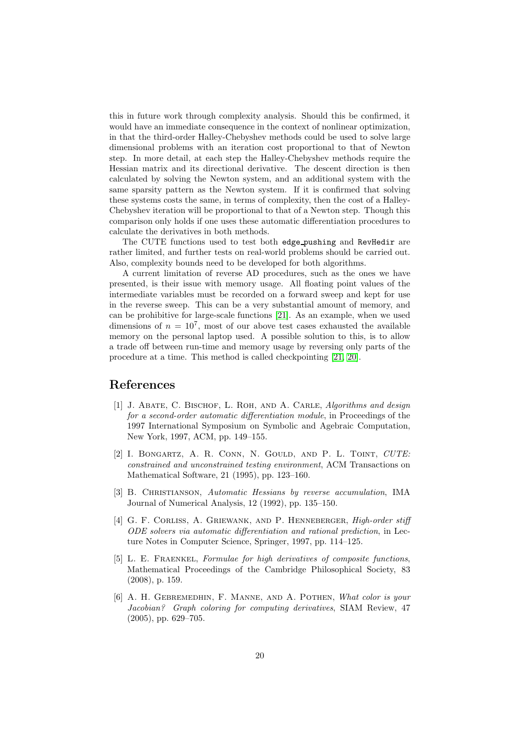this in future work through complexity analysis. Should this be confirmed, it would have an immediate consequence in the context of nonlinear optimization, in that the third-order Halley-Chebyshev methods could be used to solve large dimensional problems with an iteration cost proportional to that of Newton step. In more detail, at each step the Halley-Chebyshev methods require the Hessian matrix and its directional derivative. The descent direction is then calculated by solving the Newton system, and an additional system with the same sparsity pattern as the Newton system. If it is confirmed that solving these systems costs the same, in terms of complexity, then the cost of a Halley-Chebyshev iteration will be proportional to that of a Newton step. Though this comparison only holds if one uses these automatic differentiation procedures to calculate the derivatives in both methods.

The CUTE functions used to test both `edge_pushing` and `RevHedir` are rather limited, and further tests on real-world problems should be carried out. Also, complexity bounds need to be developed for both algorithms.

A current limitation of reverse AD procedures, such as the ones we have presented, is their issue with memory usage. All floating point values of the intermediate variables must be recorded on a forward sweep and kept for use in the reverse sweep. This can be a very substantial amount of memory, and can be prohibitive for large-scale functions [21]. As an example, when we used dimensions of $n = 10^7$, most of our above test cases exhausted the available memory on the personal laptop used. A possible solution to this, is to allow a trade off between run-time and memory usage by reversing only parts of the procedure at a time. This method is called checkpointing [21, 20].

# References

[1] J. Abate, C. Bischof, L. Roh, and A. Carle, *Algorithms and design for a second-order automatic differentiation module*, in Proceedings of the 1997 International Symposium on Symbolic and Agebraic Computation, New York, 1997, ACM, pp. 149–155.

[2] I. Bongartz, A. R. Conn, N. Gould, and P. L. Toint, *CUTE: constrained and unconstrained testing environment*, ACM Transactions on Mathematical Software, 21 (1995), pp. 123–160.

[3] B. Christianson, *Automatic Hessians by reverse accumulation*, IMA Journal of Numerical Analysis, 12 (1992), pp. 135–150.

[4] G. F. Corliss, A. Griewank, and P. Henneberger, *High-order stiff ODE solvers via automatic differentiation and rational prediction*, in Lecture Notes in Computer Science, Springer, 1997, pp. 114–125.

[5] L. E. Fraenkel, *Formulae for high derivatives of composite functions*, Mathematical Proceedings of the Cambridge Philosophical Society, 83 (2008), p. 159.

[6] A. H. Gebremedhin, F. Manne, and A. Pothen, *What color is your Jacobian? Graph coloring for computing derivatives*, SIAM Review, 47 (2005), pp. 629–705.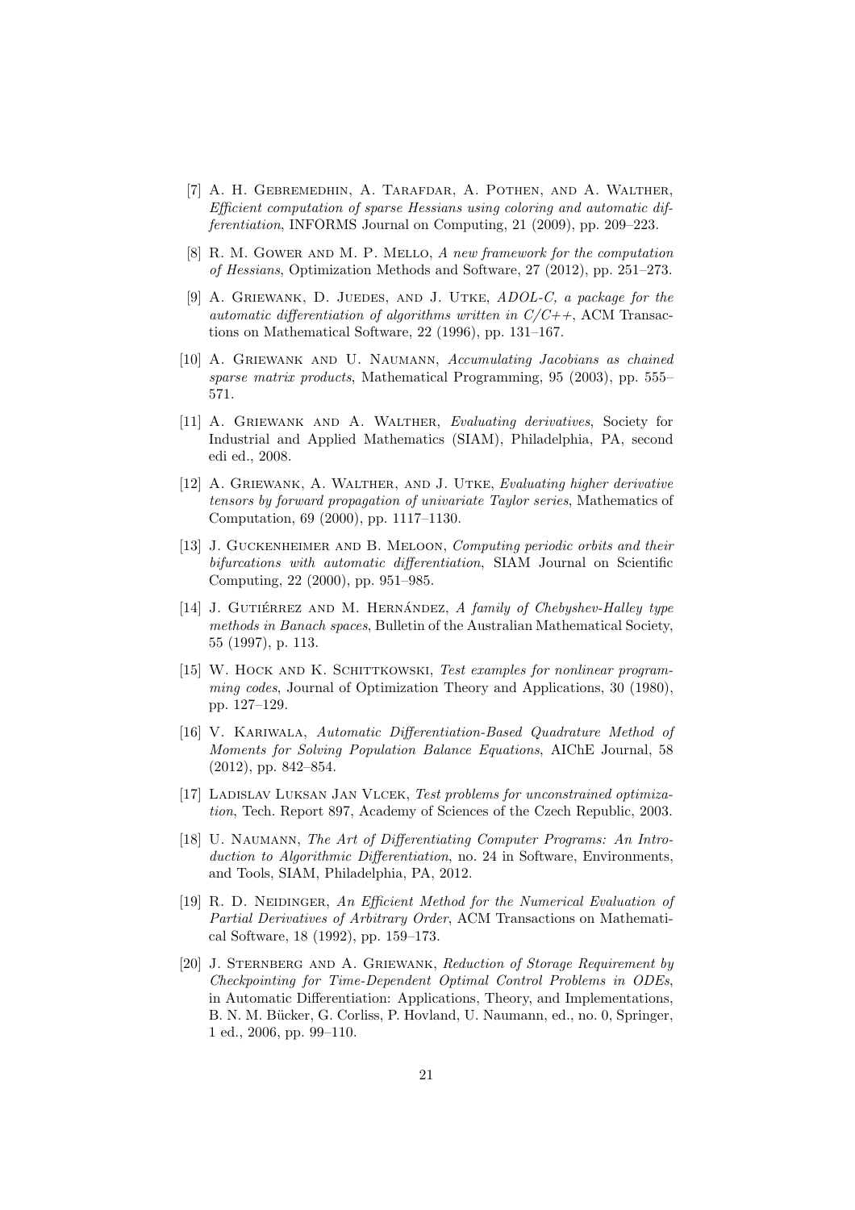[7] A. H. Gebremedhin, A. Tarafdar, A. Pothen, and A. Walther, *Efficient computation of sparse Hessians using coloring and automatic differentiation*, INFORMS Journal on Computing, 21 (2009), pp. 209–223.

[8] R. M. Gower and M. P. Mello, *A new framework for the computation of Hessians*, Optimization Methods and Software, 27 (2012), pp. 251–273.

[9] A. Griewank, D. Juedes, and J. Utke, *ADOL-C, a package for the automatic differentiation of algorithms written in C/C++*, ACM Transactions on Mathematical Software, 22 (1996), pp. 131–167.

[10] A. Griewank and U. Naumann, *Accumulating Jacobians as chained sparse matrix products*, Mathematical Programming, 95 (2003), pp. 555–571.

[11] A. Griewank and A. Walther, *Evaluating derivatives*, Society for Industrial and Applied Mathematics (SIAM), Philadelphia, PA, second edi ed., 2008.

[12] A. Griewank, A. Walther, and J. Utke, *Evaluating higher derivative tensors by forward propagation of univariate Taylor series*, Mathematics of Computation, 69 (2000), pp. 1117–1130.

[13] J. Guckenheimer and B. Meloon, *Computing periodic orbits and their bifurcations with automatic differentiation*, SIAM Journal on Scientific Computing, 22 (2000), pp. 951–985.

[14] J. Gutiérrez and M. Hernández, *A family of Chebyshev-Halley type methods in Banach spaces*, Bulletin of the Australian Mathematical Society, 55 (1997), p. 113.

[15] W. Hock and K. Schittkowski, *Test examples for nonlinear programming codes*, Journal of Optimization Theory and Applications, 30 (1980), pp. 127–129.

[16] V. Kariwala, *Automatic Differentiation-Based Quadrature Method of Moments for Solving Population Balance Equations*, AIChE Journal, 58 (2012), pp. 842–854.

[17] Ladislav Luksan Jan Vlcek, *Test problems for unconstrained optimization*, Tech. Report 897, Academy of Sciences of the Czech Republic, 2003.

[18] U. Naumann, *The Art of Differentiating Computer Programs: An Introduction to Algorithmic Differentiation*, no. 24 in Software, Environments, and Tools, SIAM, Philadelphia, PA, 2012.

[19] R. D. Neidinger, *An Efficient Method for the Numerical Evaluation of Partial Derivatives of Arbitrary Order*, ACM Transactions on Mathematical Software, 18 (1992), pp. 159–173.

[20] J. Sternberg and A. Griewank, *Reduction of Storage Requirement by Checkpointing for Time-Dependent Optimal Control Problems in ODEs*, in Automatic Differentiation: Applications, Theory, and Implementations, B. N. M. Bücker, G. Corliss, P. Hovland, U. Naumann, ed., no. 0, Springer, 1 ed., 2006, pp. 99–110.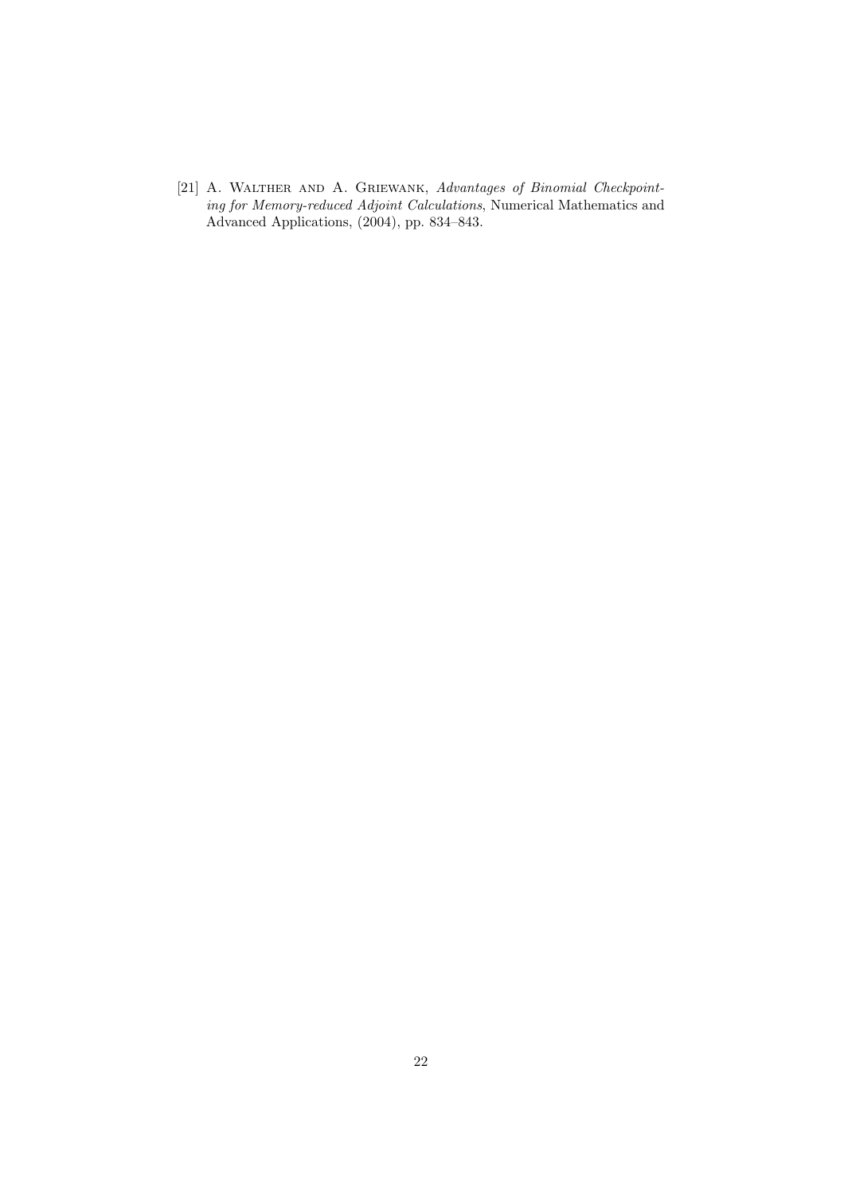[21] A. Walther and A. Griewank, *Advantages of Binomial Checkpointing for Memory-reduced Adjoint Calculations*, Numerical Mathematics and Advanced Applications, (2004), pp. 834–843.